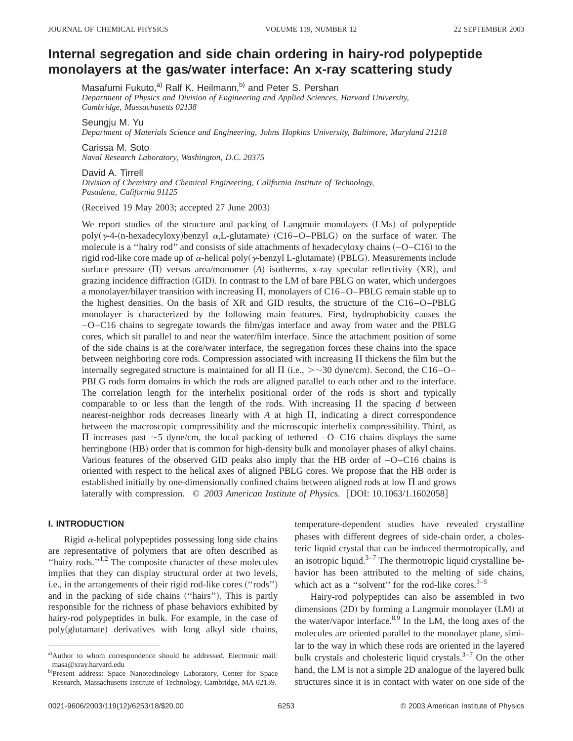# Internal segregation and side chain ordering in hairy-rod polypeptide monolayers at the gas/water interface: An x-ray scattering study

Masafumi Fukuto,[a)] Ralf K. Heilmann,[b)] and Peter S. Pershan
*Department of Physics and Division of Engineering and Applied Sciences, Harvard University, Cambridge, Massachusetts 02138*

Seungju M. Yu
*Department of Materials Science and Engineering, Johns Hopkins University, Baltimore, Maryland 21218*

Carissa M. Soto
*Naval Research Laboratory, Washington, D.C. 20375*

David A. Tirrell
*Division of Chemistry and Chemical Engineering, California Institute of Technology, Pasadena, California 91125*

(Received 19 May 2003; accepted 27 June 2003)

We report studies of the structure and packing of Langmuir monolayers (LMs) of polypeptide poly($\gamma$-4-(n-hexadecyloxy)benzyl $\alpha$,L-glutamate) (C16–O–PBLG) on the surface of water. The molecule is a "hairy rod" and consists of side attachments of hexadecyloxy chains (–O–C16) to the rigid rod-like core made up of $\alpha$-helical poly($\gamma$-benzyl L-glutamate) (PBLG). Measurements include surface pressure ($\Pi$) versus area/monomer ($A$) isotherms, x-ray specular reflectivity (XR), and grazing incidence diffraction (GID). In contrast to the LM of bare PBLG on water, which undergoes a monolayer/bilayer transition with increasing $\Pi$, monolayers of C16–O–PBLG remain stable up to the highest densities. On the basis of XR and GID results, the structure of the C16–O–PBLG monolayer is characterized by the following main features. First, hydrophobicity causes the –O–C16 chains to segregate towards the film/gas interface and away from water and the PBLG cores, which sit parallel to and near the water/film interface. Since the attachment position of some of the side chains is at the core/water interface, the segregation forces these chains into the space between neighboring core rods. Compression associated with increasing $\Pi$ thickens the film but the internally segregated structure is maintained for all $\Pi$ (i.e., $>\sim$30 dyne/cm). Second, the C16–O–PBLG rods form domains in which the rods are aligned parallel to each other and to the interface. The correlation length for the interhelix positional order of the rods is short and typically comparable to or less than the length of the rods. With increasing $\Pi$ the spacing $d$ between nearest-neighbor rods decreases linearly with $A$ at high $\Pi$, indicating a direct correspondence between the macroscopic compressibility and the microscopic interhelix compressibility. Third, as $\Pi$ increases past $\sim$5 dyne/cm, the local packing of tethered –O–C16 chains displays the same herringbone (HB) order that is common for high-density bulk and monolayer phases of alkyl chains. Various features of the observed GID peaks also imply that the HB order of –O–C16 chains is oriented with respect to the helical axes of aligned PBLG cores. We propose that the HB order is established initially by one-dimensionally confined chains between aligned rods at low $\Pi$ and grows laterally with compression. © *2003 American Institute of Physics.* [DOI: 10.1063/1.1602058]

## I. INTRODUCTION

Rigid $\alpha$-helical polypeptides possessing long side chains are representative of polymers that are often described as "hairy rods."[1,2] The composite character of these molecules implies that they can display structural order at two levels, i.e., in the arrangements of their rigid rod-like cores ("rods") and in the packing of side chains ("hairs"). This is partly responsible for the richness of phase behaviors exhibited by hairy-rod polypeptides in bulk. For example, in the case of poly(glutamate) derivatives with long alkyl side chains, temperature-dependent studies have revealed crystalline phases with different degrees of side-chain order, a cholesteric liquid crystal that can be induced thermotropically, and an isotropic liquid.[3–7] The thermotropic liquid crystalline behavior has been attributed to the melting of side chains, which act as a "solvent" for the rod-like cores.[3–5]

Hairy-rod polypeptides can also be assembled in two dimensions (2D) by forming a Langmuir monolayer (LM) at the water/vapor interface.[8,9] In the LM, the long axes of the molecules are oriented parallel to the monolayer plane, similar to the way in which these rods are oriented in the layered bulk crystals and cholesteric liquid crystals.[3–7] On the other hand, the LM is not a simple 2D analogue of the layered bulk structures since it is in contact with water on one side of the

---

[a)] Author to whom correspondence should be addressed. Electronic mail: masa@xray.harvard.edu

[b)] Present address: Space Nanotechnology Laboratory, Center for Space Research, Massachusetts Institute of Technology, Cambridge, MA 02139.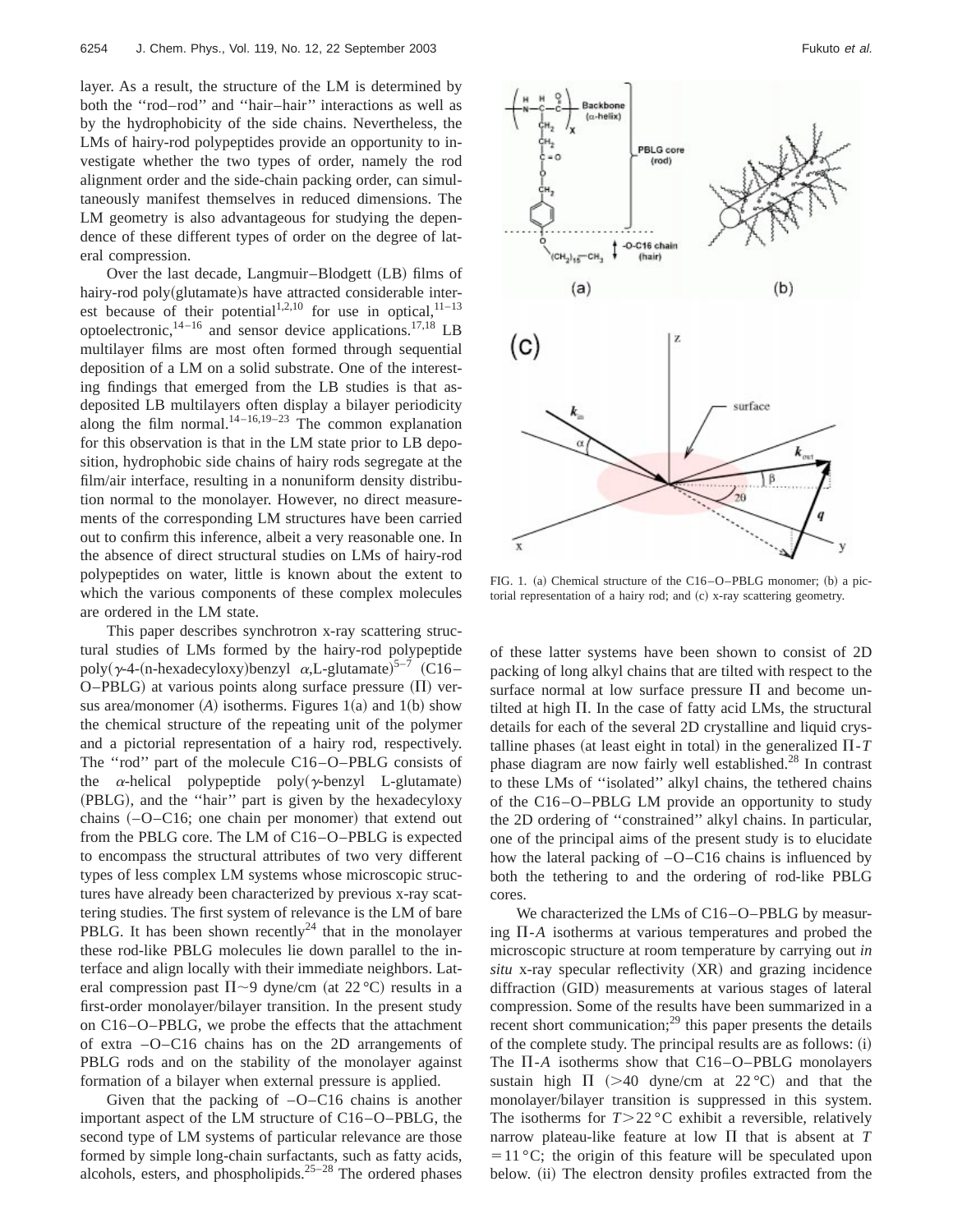layer. As a result, the structure of the LM is determined by both the ''rod–rod'' and ''hair–hair'' interactions as well as by the hydrophobicity of the side chains. Nevertheless, the LMs of hairy-rod polypeptides provide an opportunity to investigate whether the two types of order, namely the rod alignment order and the side-chain packing order, can simultaneously manifest themselves in reduced dimensions. The LM geometry is also advantageous for studying the dependence of these different types of order on the degree of lateral compression.

Over the last decade, Langmuir–Blodgett (LB) films of hairy-rod poly(glutamate)s have attracted considerable interest because of their potential[1,2,10] for use in optical,[11–13] optoelectronic,[14–16] and sensor device applications.[17,18] LB multilayer films are most often formed through sequential deposition of a LM on a solid substrate. One of the interesting findings that emerged from the LB studies is that as-deposited LB multilayers often display a bilayer periodicity along the film normal.[14–16,19–23] The common explanation for this observation is that in the LM state prior to LB deposition, hydrophobic side chains of hairy rods segregate at the film/air interface, resulting in a nonuniform density distribution normal to the monolayer. However, no direct measurements of the corresponding LM structures have been carried out to confirm this inference, albeit a very reasonable one. In the absence of direct structural studies on LMs of hairy-rod polypeptides on water, little is known about the extent to which the various components of these complex molecules are ordered in the LM state.

This paper describes synchrotron x-ray scattering structural studies of LMs formed by the hairy-rod polypeptide poly($\gamma$-4-(n-hexadecyloxy)benzyl $\alpha$,L-glutamate)[5–7] (C16–O–PBLG) at various points along surface pressure ($\Pi$) versus area/monomer ($A$) isotherms. Figures 1(a) and 1(b) show the chemical structure of the repeating unit of the polymer and a pictorial representation of a hairy rod, respectively. The ''rod'' part of the molecule C16–O–PBLG consists of the $\alpha$-helical polypeptide poly($\gamma$-benzyl L-glutamate) (PBLG), and the ''hair'' part is given by the hexadecyloxy chains (–O–C16; one chain per monomer) that extend out from the PBLG core. The LM of C16–O–PBLG is expected to encompass the structural attributes of two very different types of less complex LM systems whose microscopic structures have already been characterized by previous x-ray scattering studies. The first system of relevance is the LM of bare PBLG. It has been shown recently[24] that in the monolayer these rod-like PBLG molecules lie down parallel to the interface and align locally with their immediate neighbors. Lateral compression past $\Pi \sim 9$ dyne/cm (at 22 °C) results in a first-order monolayer/bilayer transition. In the present study on C16–O–PBLG, we probe the effects that the attachment of extra –O–C16 chains has on the 2D arrangements of PBLG rods and on the stability of the monolayer against formation of a bilayer when external pressure is applied.

Given that the packing of –O–C16 chains is another important aspect of the LM structure of C16–O–PBLG, the second type of LM systems of particular relevance are those formed by simple long-chain surfactants, such as fatty acids, alcohols, esters, and phospholipids.[25–28] The ordered phases of these latter systems have been shown to consist of 2D packing of long alkyl chains that are tilted with respect to the surface normal at low surface pressure $\Pi$ and become untilted at high $\Pi$. In the case of fatty acid LMs, the structural details for each of the several 2D crystalline and liquid crystalline phases (at least eight in total) in the generalized $\Pi$-$T$ phase diagram are now fairly well established.[28] In contrast to these LMs of ''isolated'' alkyl chains, the tethered chains of the C16–O–PBLG LM provide an opportunity to study the 2D ordering of ''constrained'' alkyl chains. In particular, one of the principal aims of the present study is to elucidate how the lateral packing of –O–C16 chains is influenced by both the tethering to and the ordering of rod-like PBLG cores.

FIG. 1. (a) Chemical structure of the C16–O–PBLG monomer; (b) a pictorial representation of a hairy rod; and (c) x-ray scattering geometry.

We characterized the LMs of C16–O–PBLG by measuring $\Pi$-$A$ isotherms at various temperatures and probed the microscopic structure at room temperature by carrying out *in situ* x-ray specular reflectivity (XR) and grazing incidence diffraction (GID) measurements at various stages of lateral compression. Some of the results have been summarized in a recent short communication;[29] this paper presents the details of the complete study. The principal results are as follows: (i) The $\Pi$-$A$ isotherms show that C16–O–PBLG monolayers sustain high $\Pi$ (>40 dyne/cm at 22 °C) and that the monolayer/bilayer transition is suppressed in this system. The isotherms for $T > 22$ °C exhibit a reversible, relatively narrow plateau-like feature at low $\Pi$ that is absent at $T = 11$ °C; the origin of this feature will be speculated upon below. (ii) The electron density profiles extracted from the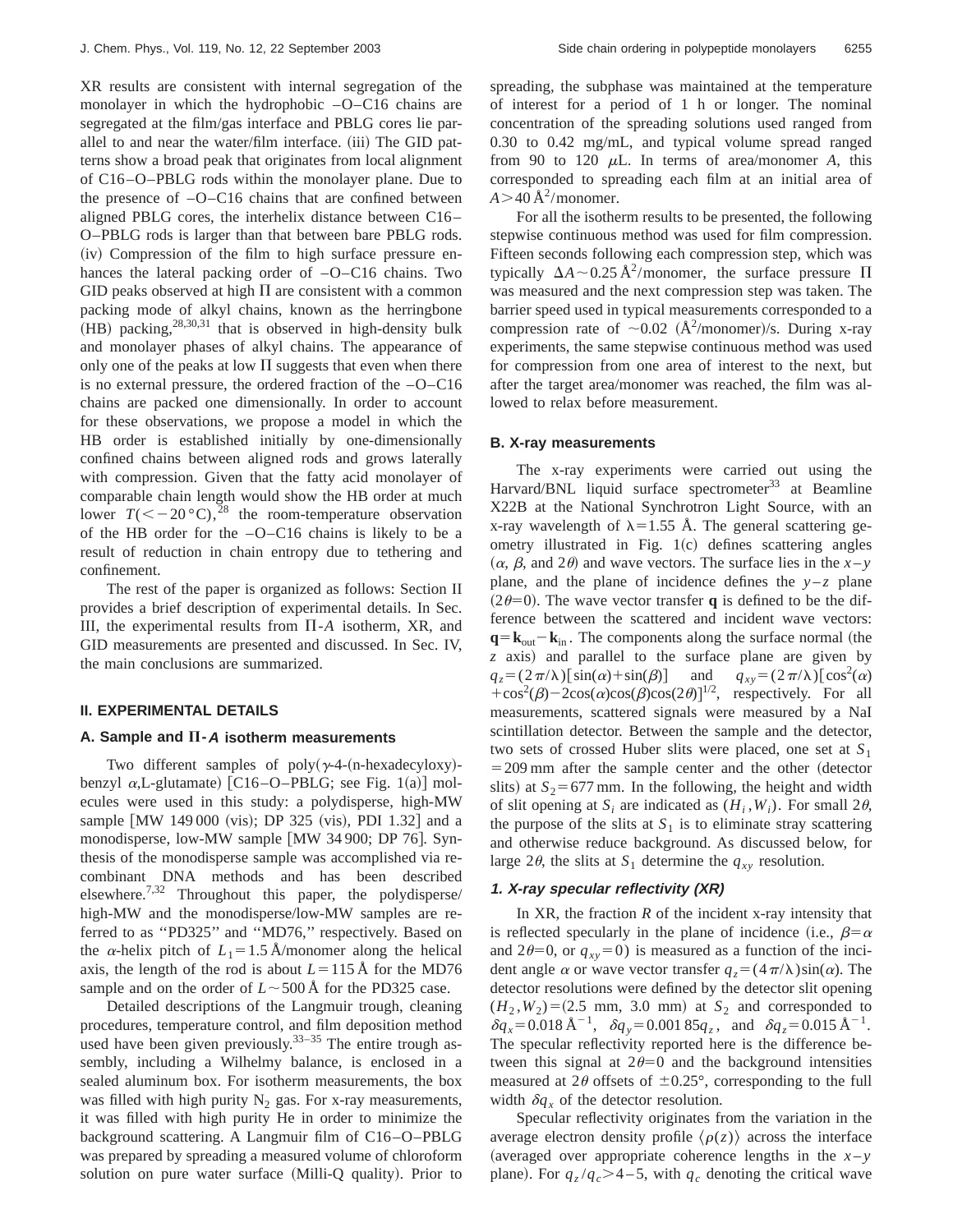XR results are consistent with internal segregation of the monolayer in which the hydrophobic –O–C16 chains are segregated at the film/gas interface and PBLG cores lie parallel to and near the water/film interface. (iii) The GID patterns show a broad peak that originates from local alignment of C16–O–PBLG rods within the monolayer plane. Due to the presence of –O–C16 chains that are confined between aligned PBLG cores, the interhelix distance between C16–O–PBLG rods is larger than that between bare PBLG rods. (iv) Compression of the film to high surface pressure enhances the lateral packing order of –O–C16 chains. Two GID peaks observed at high Π are consistent with a common packing mode of alkyl chains, known as the herringbone (HB) packing,[28,30,31] that is observed in high-density bulk and monolayer phases of alkyl chains. The appearance of only one of the peaks at low Π suggests that even when there is no external pressure, the ordered fraction of the –O–C16 chains are packed one dimensionally. In order to account for these observations, we propose a model in which the HB order is established initially by one-dimensionally confined chains between aligned rods and grows laterally with compression. Given that the fatty acid monolayer of comparable chain length would show the HB order at much lower $T(<-20\,°\mathrm{C})$,[28] the room-temperature observation of the HB order for the –O–C16 chains is likely to be a result of reduction in chain entropy due to tethering and confinement.

The rest of the paper is organized as follows: Section II provides a brief description of experimental details. In Sec. III, the experimental results from Π-*A* isotherm, XR, and GID measurements are presented and discussed. In Sec. IV, the main conclusions are summarized.

## II. EXPERIMENTAL DETAILS

### A. Sample and Π-*A* isotherm measurements

Two different samples of poly(γ-4-(n-hexadecyloxy)-benzyl α,L-glutamate) [C16–O–PBLG; see Fig. 1(a)] molecules were used in this study: a polydisperse, high-MW sample [MW 149 000 (vis); DP 325 (vis), PDI 1.32] and a monodisperse, low-MW sample [MW 34 900; DP 76]. Synthesis of the monodisperse sample was accomplished via recombinant DNA methods and has been described elsewhere.[7,32] Throughout this paper, the polydisperse/high-MW and the monodisperse/low-MW samples are referred to as "PD325" and "MD76," respectively. Based on the α-helix pitch of $L_1 = 1.5$ Å/monomer along the helical axis, the length of the rod is about $L = 115$ Å for the MD76 sample and on the order of $L \sim 500$ Å for the PD325 case.

Detailed descriptions of the Langmuir trough, cleaning procedures, temperature control, and film deposition method used have been given previously.[33–35] The entire trough assembly, including a Wilhelmy balance, is enclosed in a sealed aluminum box. For isotherm measurements, the box was filled with high purity $N_2$ gas. For x-ray measurements, it was filled with high purity He in order to minimize the background scattering. A Langmuir film of C16–O–PBLG was prepared by spreading a measured volume of chloroform solution on pure water surface (Milli-Q quality). Prior to spreading, the subphase was maintained at the temperature of interest for a period of 1 h or longer. The nominal concentration of the spreading solutions used ranged from 0.30 to 0.42 mg/mL, and typical volume spread ranged from 90 to 120 μL. In terms of area/monomer *A*, this corresponded to spreading each film at an initial area of $A > 40$ Å$^2$/monomer.

For all the isotherm results to be presented, the following stepwise continuous method was used for film compression. Fifteen seconds following each compression step, which was typically $\Delta A \sim 0.25$ Å$^2$/monomer, the surface pressure Π was measured and the next compression step was taken. The barrier speed used in typical measurements corresponded to a compression rate of $\sim 0.02$ (Å$^2$/monomer)/s. During x-ray experiments, the same stepwise continuous method was used for compression from one area of interest to the next, but after the target area/monomer was reached, the film was allowed to relax before measurement.

### B. X-ray measurements

The x-ray experiments were carried out using the Harvard/BNL liquid surface spectrometer[33] at Beamline X22B at the National Synchrotron Light Source, with an x-ray wavelength of $\lambda = 1.55$ Å. The general scattering geometry illustrated in Fig. 1(c) defines scattering angles ($\alpha$, $\beta$, and $2\theta$) and wave vectors. The surface lies in the $x$–$y$ plane, and the plane of incidence defines the $y$–$z$ plane ($2\theta = 0$). The wave vector transfer $\mathbf{q}$ is defined to be the difference between the scattered and incident wave vectors: $\mathbf{q} = \mathbf{k}_{\mathrm{out}} - \mathbf{k}_{\mathrm{in}}$. The components along the surface normal (the $z$ axis) and parallel to the surface plane are given by $q_z = (2\pi/\lambda)[\sin(\alpha) + \sin(\beta)]$ and $q_{xy} = (2\pi/\lambda)[\cos^2(\alpha) + \cos^2(\beta) - 2\cos(\alpha)\cos(\beta)\cos(2\theta)]^{1/2}$, respectively. For all measurements, scattered signals were measured by a NaI scintillation detector. Between the sample and the detector, two sets of crossed Huber slits were placed, one set at $S_1 = 209$ mm after the sample center and the other (detector slits) at $S_2 = 677$ mm. In the following, the height and width of slit opening at $S_i$ are indicated as $(H_i, W_i)$. For small $2\theta$, the purpose of the slits at $S_1$ is to eliminate stray scattering and otherwise reduce background. As discussed below, for large $2\theta$, the slits at $S_1$ determine the $q_{xy}$ resolution.

#### 1. X-ray specular reflectivity (XR)

In XR, the fraction $R$ of the incident x-ray intensity that is reflected specularly in the plane of incidence (i.e., $\beta = \alpha$ and $2\theta = 0$, or $q_{xy} = 0$) is measured as a function of the incident angle $\alpha$ or wave vector transfer $q_z = (4\pi/\lambda)\sin(\alpha)$. The detector resolutions were defined by the detector slit opening $(H_2, W_2) = (2.5\ \mathrm{mm}, 3.0\ \mathrm{mm})$ at $S_2$ and corresponded to $\delta q_x = 0.018$ Å$^{-1}$, $\delta q_y = 0.00185 q_z$, and $\delta q_z = 0.015$ Å$^{-1}$. The specular reflectivity reported here is the difference between this signal at $2\theta = 0$ and the background intensities measured at $2\theta$ offsets of $\pm 0.25°$, corresponding to the full width $\delta q_x$ of the detector resolution.

Specular reflectivity originates from the variation in the average electron density profile $\langle \rho(z) \rangle$ across the interface (averaged over appropriate coherence lengths in the $x$–$y$ plane). For $q_z/q_c > 4$–5, with $q_c$ denoting the critical wave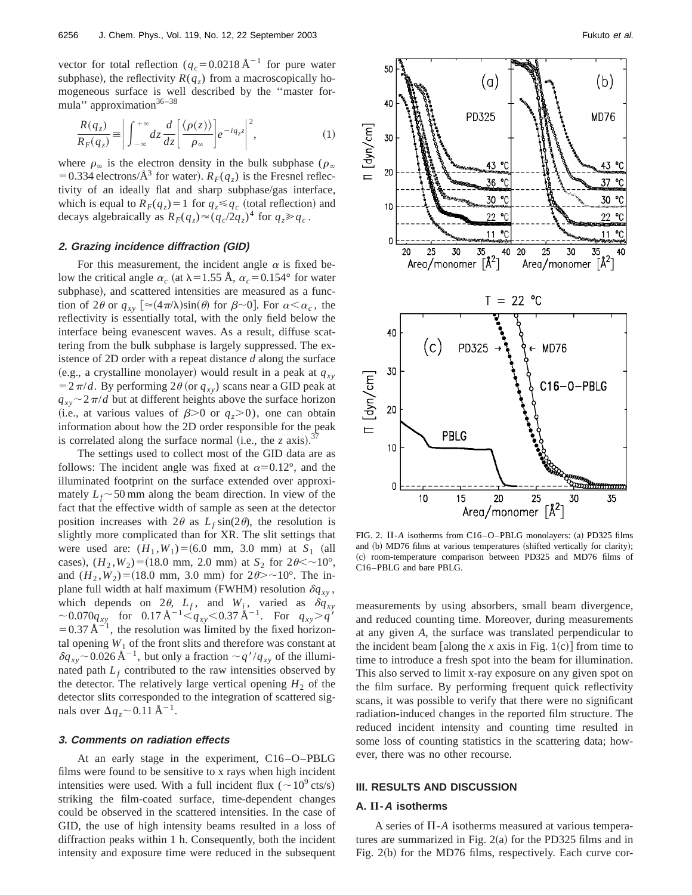vector for total reflection ($q_c = 0.0218\,\text{Å}^{-1}$ for pure water subphase), the reflectivity $R(q_z)$ from a macroscopically homogeneous surface is well described by the ''master formula'' approximation[36–38]

$$\frac{R(q_z)}{R_F(q_z)} \cong \left| \int_{-\infty}^{+\infty} dz \frac{d}{dz} \left[ \frac{\langle \rho(z) \rangle}{\rho_\infty} \right] e^{-iq_z z} \right|^2, \tag{1}$$

where $\rho_\infty$ is the electron density in the bulk subphase ($\rho_\infty = 0.334$ electrons/Å$^3$ for water). $R_F(q_z)$ is the Fresnel reflectivity of an ideally flat and sharp subphase/gas interface, which is equal to $R_F(q_z) = 1$ for $q_z \leq q_c$ (total reflection) and decays algebraically as $R_F(q_z) \approx (q_c/2q_z)^4$ for $q_z \gg q_c$.

### 2. Grazing incidence diffraction (GID)

For this measurement, the incident angle $\alpha$ is fixed below the critical angle $\alpha_c$ (at $\lambda = 1.55$ Å, $\alpha_c = 0.154°$ for water subphase), and scattered intensities are measured as a function of $2\theta$ or $q_{xy}$ [$\approx (4\pi/\lambda)\sin(\theta)$ for $\beta \sim 0$]. For $\alpha < \alpha_c$, the reflectivity is essentially total, with the only field below the interface being evanescent waves. As a result, diffuse scattering from the bulk subphase is largely suppressed. The existence of 2D order with a repeat distance $d$ along the surface (e.g., a crystalline monolayer) would result in a peak at $q_{xy} = 2\pi/d$. By performing $2\theta$ (or $q_{xy}$) scans near a GID peak at $q_{xy} \sim 2\pi/d$ but at different heights above the surface horizon (i.e., at various values of $\beta > 0$ or $q_z > 0$), one can obtain information about how the 2D order responsible for the peak is correlated along the surface normal (i.e., the $z$ axis).[37]

The settings used to collect most of the GID data are as follows: The incident angle was fixed at $\alpha = 0.12°$, and the illuminated footprint on the surface extended over approximately $L_f \sim 50$ mm along the beam direction. In view of the fact that the effective width of sample as seen at the detector position increases with $2\theta$ as $L_f \sin(2\theta)$, the resolution is slightly more complicated than for XR. The slit settings that were used are: $(H_1, W_1) = (6.0$ mm, $3.0$ mm$)$ at $S_1$ (all cases), $(H_2, W_2) = (18.0$ mm, $2.0$ mm$)$ at $S_2$ for $2\theta < \sim 10°$, and $(H_2, W_2) = (18.0$ mm, $3.0$ mm$)$ for $2\theta > \sim 10°$. The in-plane full width at half maximum (FWHM) resolution $\delta q_{xy}$, which depends on $2\theta$, $L_f$, and $W_i$, varied as $\delta q_{xy} \sim 0.070 q_{xy}$ for $0.17\,\text{Å}^{-1} < q_{xy} < 0.37\,\text{Å}^{-1}$. For $q_{xy} > q' = 0.37\,\text{Å}^{-1}$, the resolution was limited by the fixed horizontal opening $W_1$ of the front slits and therefore was constant at $\delta q_{xy} \sim 0.026\,\text{Å}^{-1}$, but only a fraction $\sim q'/q_{xy}$ of the illuminated path $L_f$ contributed to the raw intensities observed by the detector. The relatively large vertical opening $H_2$ of the detector slits corresponded to the integration of scattered signals over $\Delta q_z \sim 0.11\,\text{Å}^{-1}$.

### 3. Comments on radiation effects

At an early stage in the experiment, C16–O–PBLG films were found to be sensitive to x rays when high incident intensities were used. With a full incident flux ($\sim 10^9$ cts/s) striking the film-coated surface, time-dependent changes could be observed in the scattered intensities. In the case of GID, the use of high intensity beams resulted in a loss of diffraction peaks within 1 h. Consequently, both the incident intensity and exposure time were reduced in the subsequent measurements by using absorbers, small beam divergence, and reduced counting time. Moreover, during measurements at any given $A$, the surface was translated perpendicular to the incident beam [along the $x$ axis in Fig. 1(c)] from time to time to introduce a fresh spot into the beam for illumination. This also served to limit x-ray exposure on any given spot on the film surface. By performing frequent quick reflectivity scans, it was possible to verify that there were no significant radiation-induced changes in the reported film structure. The reduced incident intensity and counting time resulted in some loss of counting statistics in the scattering data; however, there was no other recourse.

FIG. 2. $\Pi$-$A$ isotherms from C16–O–PBLG monolayers: (a) PD325 films and (b) MD76 films at various temperatures (shifted vertically for clarity); (c) room-temperature comparison between PD325 and MD76 films of C16–PBLG and bare PBLG.

## III. RESULTS AND DISCUSSION

### A. $\Pi$-$A$ isotherms

A series of $\Pi$-$A$ isotherms measured at various temperatures are summarized in Fig. 2(a) for the PD325 films and in Fig. 2(b) for the MD76 films, respectively. Each curve cor-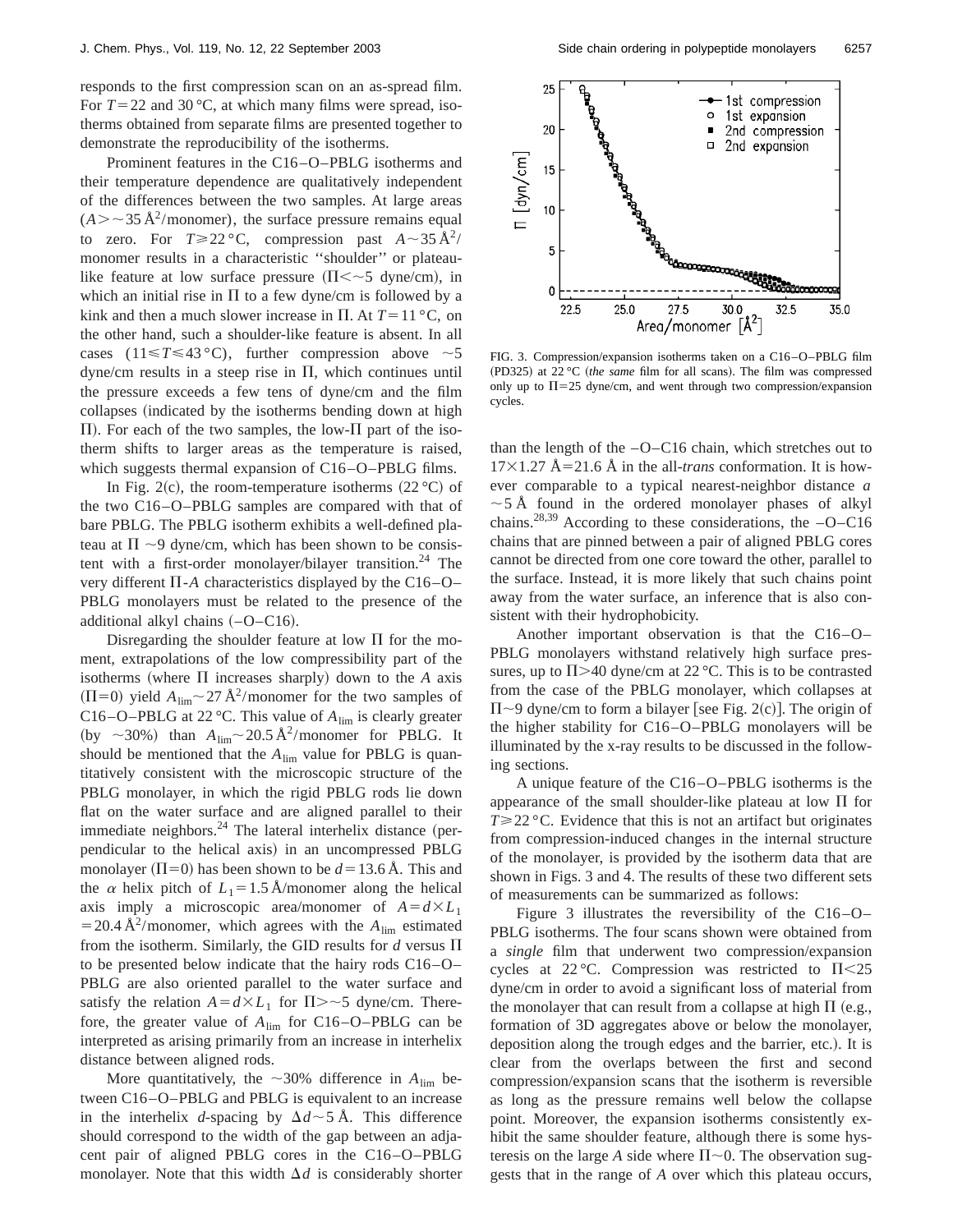responds to the first compression scan on an as-spread film. For $T=22$ and 30 °C, at which many films were spread, isotherms obtained from separate films are presented together to demonstrate the reproducibility of the isotherms.

Prominent features in the C16–O–PBLG isotherms and their temperature dependence are qualitatively independent of the differences between the two samples. At large areas ($A>\sim 35$ Å$^2$/monomer), the surface pressure remains equal to zero. For $T\geq 22$ °C, compression past $A\sim 35$ Å$^2$/monomer results in a characteristic "shoulder" or plateau-like feature at low surface pressure ($\Pi<\sim 5$ dyne/cm), in which an initial rise in $\Pi$ to a few dyne/cm is followed by a kink and then a much slower increase in $\Pi$. At $T=11$ °C, on the other hand, such a shoulder-like feature is absent. In all cases ($11\leq T\leq 43$ °C), further compression above $\sim 5$ dyne/cm results in a steep rise in $\Pi$, which continues until the pressure exceeds a few tens of dyne/cm and the film collapses (indicated by the isotherms bending down at high $\Pi$). For each of the two samples, the low-$\Pi$ part of the isotherm shifts to larger areas as the temperature is raised, which suggests thermal expansion of C16–O–PBLG films.

In Fig. 2(c), the room-temperature isotherms (22 °C) of the two C16–O–PBLG samples are compared with that of bare PBLG. The PBLG isotherm exhibits a well-defined plateau at $\Pi\sim 9$ dyne/cm, which has been shown to be consistent with a first-order monolayer/bilayer transition.[24] The very different $\Pi$-$A$ characteristics displayed by the C16–O–PBLG monolayers must be related to the presence of the additional alkyl chains (–O–C16).

Disregarding the shoulder feature at low $\Pi$ for the moment, extrapolations of the low compressibility part of the isotherms (where $\Pi$ increases sharply) down to the $A$ axis ($\Pi=0$) yield $A_{\lim}\sim 27$ Å$^2$/monomer for the two samples of C16–O–PBLG at 22 °C. This value of $A_{\lim}$ is clearly greater (by $\sim 30\%$) than $A_{\lim}\sim 20.5$ Å$^2$/monomer for PBLG. It should be mentioned that the $A_{\lim}$ value for PBLG is quantitatively consistent with the microscopic structure of the PBLG monolayer, in which the rigid PBLG rods lie down flat on the water surface and are aligned parallel to their immediate neighbors.[24] The lateral interhelix distance (perpendicular to the helical axis) in an uncompressed PBLG monolayer ($\Pi=0$) has been shown to be $d=13.6$ Å. This and the $\alpha$ helix pitch of $L_1=1.5$ Å/monomer along the helical axis imply a microscopic area/monomer of $A=d\times L_1=20.4$ Å$^2$/monomer, which agrees with the $A_{\lim}$ estimated from the isotherm. Similarly, the GID results for $d$ versus $\Pi$ to be presented below indicate that the hairy rods C16–O–PBLG are also oriented parallel to the water surface and satisfy the relation $A=d\times L_1$ for $\Pi>\sim 5$ dyne/cm. Therefore, the greater value of $A_{\lim}$ for C16–O–PBLG can be interpreted as arising primarily from an increase in interhelix distance between aligned rods.

More quantitatively, the $\sim 30\%$ difference in $A_{\lim}$ between C16–O–PBLG and PBLG is equivalent to an increase in the interhelix $d$-spacing by $\Delta d\sim 5$ Å. This difference should correspond to the width of the gap between an adjacent pair of aligned PBLG cores in the C16–O–PBLG monolayer. Note that this width $\Delta d$ is considerably shorter than the length of the –O–C16 chain, which stretches out to $17\times 1.27$ Å$=21.6$ Å in the all-*trans* conformation. It is however comparable to a typical nearest-neighbor distance $a\sim 5$ Å found in the ordered monolayer phases of alkyl chains.[28,39] According to these considerations, the –O–C16 chains that are pinned between a pair of aligned PBLG cores cannot be directed from one core toward the other, parallel to the surface. Instead, it is more likely that such chains point away from the water surface, an inference that is also consistent with their hydrophobicity.

FIG. 3. Compression/expansion isotherms taken on a C16–O–PBLG film (PD325) at 22 °C (*the same* film for all scans). The film was compressed only up to $\Pi=25$ dyne/cm, and went through two compression/expansion cycles.

Another important observation is that the C16–O–PBLG monolayers withstand relatively high surface pressures, up to $\Pi>40$ dyne/cm at 22 °C. This is to be contrasted from the case of the PBLG monolayer, which collapses at $\Pi\sim 9$ dyne/cm to form a bilayer [see Fig. 2(c)]. The origin of the higher stability for C16–O–PBLG monolayers will be illuminated by the x-ray results to be discussed in the following sections.

A unique feature of the C16–O–PBLG isotherms is the appearance of the small shoulder-like plateau at low $\Pi$ for $T\geq 22$ °C. Evidence that this is not an artifact but originates from compression-induced changes in the internal structure of the monolayer, is provided by the isotherm data that are shown in Figs. 3 and 4. The results of these two different sets of measurements can be summarized as follows:

Figure 3 illustrates the reversibility of the C16–O–PBLG isotherms. The four scans shown were obtained from a *single* film that underwent two compression/expansion cycles at 22 °C. Compression was restricted to $\Pi<25$ dyne/cm in order to avoid a significant loss of material from the monolayer that can result from a collapse at high $\Pi$ (e.g., formation of 3D aggregates above or below the monolayer, deposition along the trough edges and the barrier, etc.). It is clear from the overlaps between the first and second compression/expansion scans that the isotherm is reversible as long as the pressure remains well below the collapse point. Moreover, the expansion isotherms consistently exhibit the same shoulder feature, although there is some hysteresis on the large $A$ side where $\Pi\sim 0$. The observation suggests that in the range of $A$ over which this plateau occurs,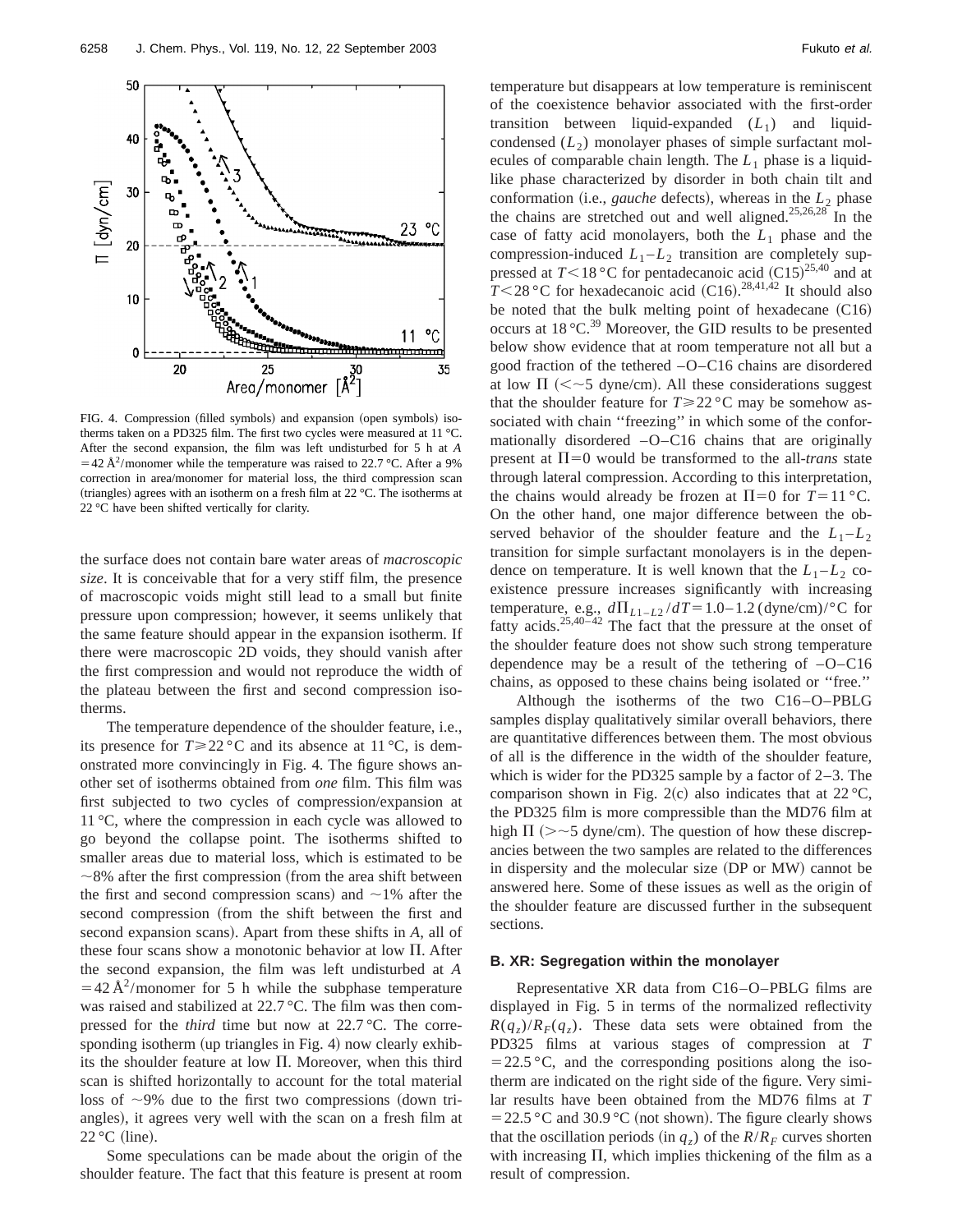FIG. 4. Compression (filled symbols) and expansion (open symbols) isotherms taken on a PD325 film. The first two cycles were measured at 11 °C. After the second expansion, the film was left undisturbed for 5 h at $A = 42$ Å$^2$/monomer while the temperature was raised to 22.7 °C. After a 9% correction in area/monomer for material loss, the third compression scan (triangles) agrees with an isotherm on a fresh film at 22 °C. The isotherms at 22 °C have been shifted vertically for clarity.

the surface does not contain bare water areas of *macroscopic size*. It is conceivable that for a very stiff film, the presence of macroscopic voids might still lead to a small but finite pressure upon compression; however, it seems unlikely that the same feature should appear in the expansion isotherm. If there were macroscopic 2D voids, they should vanish after the first compression and would not reproduce the width of the plateau between the first and second compression isotherms.

The temperature dependence of the shoulder feature, i.e., its presence for $T \geq 22$ °C and its absence at 11 °C, is demonstrated more convincingly in Fig. 4. The figure shows another set of isotherms obtained from *one* film. This film was first subjected to two cycles of compression/expansion at 11 °C, where the compression in each cycle was allowed to go beyond the collapse point. The isotherms shifted to smaller areas due to material loss, which is estimated to be ~8% after the first compression (from the area shift between the first and second compression scans) and ~1% after the second compression (from the shift between the first and second expansion scans). Apart from these shifts in $A$, all of these four scans show a monotonic behavior at low $\Pi$. After the second expansion, the film was left undisturbed at $A = 42$ Å$^2$/monomer for 5 h while the subphase temperature was raised and stabilized at 22.7 °C. The film was then compressed for the *third* time but now at 22.7 °C. The corresponding isotherm (up triangles in Fig. 4) now clearly exhibits the shoulder feature at low $\Pi$. Moreover, when this third scan is shifted horizontally to account for the total material loss of ~9% due to the first two compressions (down triangles), it agrees very well with the scan on a fresh film at 22 °C (line).

Some speculations can be made about the origin of the shoulder feature. The fact that this feature is present at room temperature but disappears at low temperature is reminiscent of the coexistence behavior associated with the first-order transition between liquid-expanded ($L_1$) and liquid-condensed ($L_2$) monolayer phases of simple surfactant molecules of comparable chain length. The $L_1$ phase is a liquid-like phase characterized by disorder in both chain tilt and conformation (i.e., *gauche* defects), whereas in the $L_2$ phase the chains are stretched out and well aligned.[25,26,28] In the case of fatty acid monolayers, both the $L_1$ phase and the compression-induced $L_1$–$L_2$ transition are completely suppressed at $T < 18$ °C for pentadecanoic acid (C15)[25,40] and at $T < 28$ °C for hexadecanoic acid (C16).[28,41,42] It should also be noted that the bulk melting point of hexadecane (C16) occurs at 18 °C.[39] Moreover, the GID results to be presented below show evidence that at room temperature not all but a good fraction of the tethered –O–C16 chains are disordered at low $\Pi$ ($<\sim 5$ dyne/cm). All these considerations suggest that the shoulder feature for $T \geq 22$ °C may be somehow associated with chain "freezing" in which some of the conformationally disordered –O–C16 chains that are originally present at $\Pi = 0$ would be transformed to the all-*trans* state through lateral compression. According to this interpretation, the chains would already be frozen at $\Pi = 0$ for $T = 11$ °C. On the other hand, one major difference between the observed behavior of the shoulder feature and the $L_1$–$L_2$ transition for simple surfactant monolayers is in the dependence on temperature. It is well known that the $L_1$–$L_2$ coexistence pressure increases significantly with increasing temperature, e.g., $d\Pi_{L1-L2}/dT = 1.0$–$1.2$ (dyne/cm)/°C for fatty acids.[25,40–42] The fact that the pressure at the onset of the shoulder feature does not show such strong temperature dependence may be a result of the tethering of –O–C16 chains, as opposed to these chains being isolated or "free."

Although the isotherms of the two C16–O–PBLG samples display qualitatively similar overall behaviors, there are quantitative differences between them. The most obvious of all is the difference in the width of the shoulder feature, which is wider for the PD325 sample by a factor of 2–3. The comparison shown in Fig. 2(c) also indicates that at 22 °C, the PD325 film is more compressible than the MD76 film at high $\Pi$ ($>\sim 5$ dyne/cm). The question of how these discrepancies between the two samples are related to the differences in dispersity and the molecular size (DP or MW) cannot be answered here. Some of these issues as well as the origin of the shoulder feature are discussed further in the subsequent sections.

### B. XR: Segregation within the monolayer

Representative XR data from C16–O–PBLG films are displayed in Fig. 5 in terms of the normalized reflectivity $R(q_z)/R_F(q_z)$. These data sets were obtained from the PD325 films at various stages of compression at $T = 22.5$ °C, and the corresponding positions along the isotherm are indicated on the right side of the figure. Very similar results have been obtained from the MD76 films at $T = 22.5$ °C and 30.9 °C (not shown). The figure clearly shows that the oscillation periods (in $q_z$) of the $R/R_F$ curves shorten with increasing $\Pi$, which implies thickening of the film as a result of compression.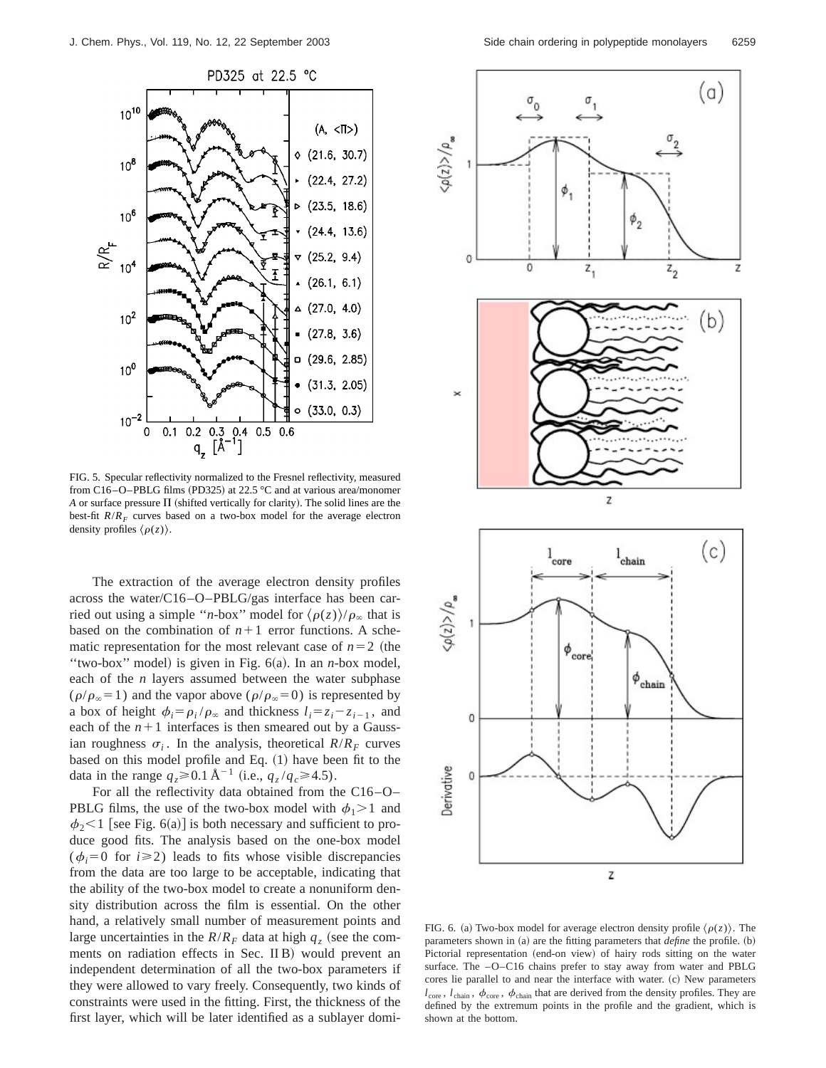FIG. 5. Specular reflectivity normalized to the Fresnel reflectivity, measured from C16–O–PBLG films (PD325) at 22.5 °C and at various area/monomer $A$ or surface pressure $\Pi$ (shifted vertically for clarity). The solid lines are the best-fit $R/R_F$ curves based on a two-box model for the average electron density profiles $\langle \rho(z) \rangle$.

The extraction of the average electron density profiles across the water/C16–O–PBLG/gas interface has been carried out using a simple "$n$-box" model for $\langle \rho(z) \rangle / \rho_\infty$ that is based on the combination of $n+1$ error functions. A schematic representation for the most relevant case of $n=2$ (the "two-box" model) is given in Fig. 6(a). In an $n$-box model, each of the $n$ layers assumed between the water subphase ($\rho/\rho_\infty = 1$) and the vapor above ($\rho/\rho_\infty = 0$) is represented by a box of height $\phi_i = \rho_i/\rho_\infty$ and thickness $l_i = z_i - z_{i-1}$, and each of the $n+1$ interfaces is then smeared out by a Gaussian roughness $\sigma_i$. In the analysis, theoretical $R/R_F$ curves based on this model profile and Eq. (1) have been fit to the data in the range $q_z \geqslant 0.1$ Å$^{-1}$ (i.e., $q_z/q_c \geqslant 4.5$).

For all the reflectivity data obtained from the C16–O–PBLG films, the use of the two-box model with $\phi_1 > 1$ and $\phi_2 < 1$ [see Fig. 6(a)] is both necessary and sufficient to produce good fits. The analysis based on the one-box model ($\phi_i = 0$ for $i \geqslant 2$) leads to fits whose visible discrepancies from the data are too large to be acceptable, indicating that the ability of the two-box model to create a nonuniform density distribution across the film is essential. On the other hand, a relatively small number of measurement points and large uncertainties in the $R/R_F$ data at high $q_z$ (see the comments on radiation effects in Sec. II B) would prevent an independent determination of all the two-box parameters if they were allowed to vary freely. Consequently, two kinds of constraints were used in the fitting. First, the thickness of the first layer, which will be later identified as a sublayer domi-

FIG. 6. (a) Two-box model for average electron density profile $\langle \rho(z) \rangle$. The parameters shown in (a) are the fitting parameters that *define* the profile. (b) Pictorial representation (end-on view) of hairy rods sitting on the water surface. The –O–C16 chains prefer to stay away from water and PBLG cores lie parallel to and near the interface with water. (c) New parameters $l_{\text{core}}$, $l_{\text{chain}}$, $\phi_{\text{core}}$, $\phi_{\text{chain}}$ that are derived from the density profiles. They are defined by the extremum points in the profile and the gradient, which is shown at the bottom.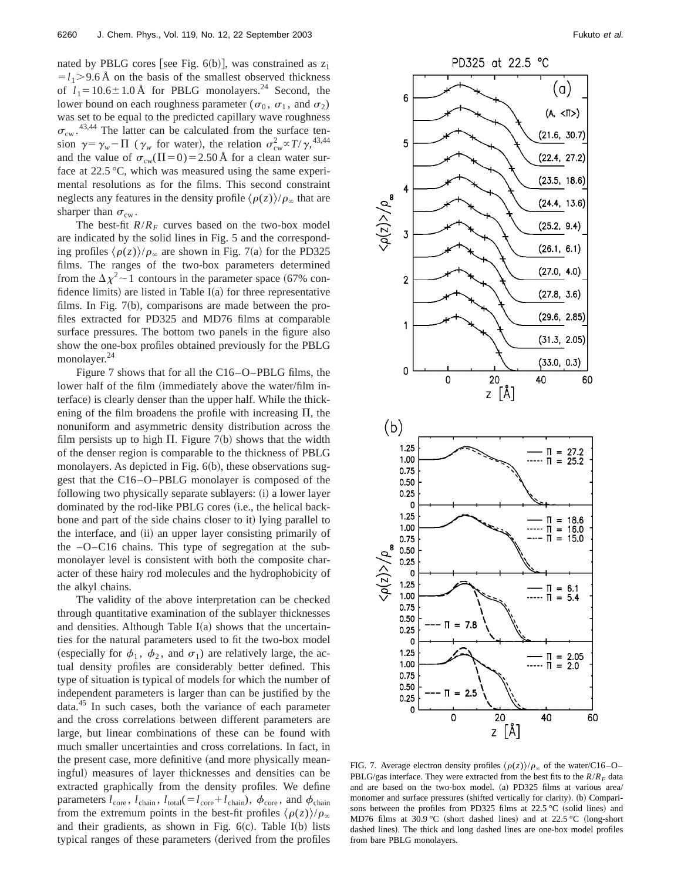nated by PBLG cores [see Fig. 6(b)], was constrained as $z_1 = l_1 > 9.6$ Å on the basis of the smallest observed thickness of $l_1 = 10.6 \pm 1.0$ Å for PBLG monolayers.[24] Second, the lower bound on each roughness parameter ($\sigma_0$, $\sigma_1$, and $\sigma_2$) was set to be equal to the predicted capillary wave roughness $\sigma_{cw}$.[43,44] The latter can be calculated from the surface tension $\gamma = \gamma_w - \Pi$ ($\gamma_w$ for water), the relation $\sigma_{cw}^2 \propto T/\gamma$,[43,44] and the value of $\sigma_{cw}(\Pi = 0) = 2.50$ Å for a clean water surface at 22.5 °C, which was measured using the same experimental resolutions as for the films. This second constraint neglects any features in the density profile $\langle \rho(z) \rangle / \rho_\infty$ that are sharper than $\sigma_{cw}$.

The best-fit $R/R_F$ curves based on the two-box model are indicated by the solid lines in Fig. 5 and the corresponding profiles $\langle \rho(z) \rangle / \rho_\infty$ are shown in Fig. 7(a) for the PD325 films. The ranges of the two-box parameters determined from the $\Delta \chi^2 \sim 1$ contours in the parameter space (67% confidence limits) are listed in Table I(a) for three representative films. In Fig. 7(b), comparisons are made between the profiles extracted for PD325 and MD76 films at comparable surface pressures. The bottom two panels in the figure also show the one-box profiles obtained previously for the PBLG monolayer.[24]

Figure 7 shows that for all the C16–O–PBLG films, the lower half of the film (immediately above the water/film interface) is clearly denser than the upper half. While the thickening of the film broadens the profile with increasing $\Pi$, the nonuniform and asymmetric density distribution across the film persists up to high $\Pi$. Figure 7(b) shows that the width of the denser region is comparable to the thickness of PBLG monolayers. As depicted in Fig. 6(b), these observations suggest that the C16–O–PBLG monolayer is composed of the following two physically separate sublayers: (i) a lower layer dominated by the rod-like PBLG cores (i.e., the helical backbone and part of the side chains closer to it) lying parallel to the interface, and (ii) an upper layer consisting primarily of the –O–C16 chains. This type of segregation at the submonolayer level is consistent with both the composite character of these hairy rod molecules and the hydrophobicity of the alkyl chains.

The validity of the above interpretation can be checked through quantitative examination of the sublayer thicknesses and densities. Although Table I(a) shows that the uncertainties for the natural parameters used to fit the two-box model (especially for $\phi_1$, $\phi_2$, and $\sigma_1$) are relatively large, the actual density profiles are considerably better defined. This type of situation is typical of models for which the number of independent parameters is larger than can be justified by the data.[45] In such cases, both the variance of each parameter and the cross correlations between different parameters are large, but linear combinations of these can be found with much smaller uncertainties and cross correlations. In fact, in the present case, more definitive (and more physically meaningful) measures of layer thicknesses and densities can be extracted graphically from the density profiles. We define parameters $l_{core}$, $l_{chain}$, $l_{total}(= l_{core} + l_{chain})$, $\phi_{core}$, and $\phi_{chain}$ from the extremum points in the best-fit profiles $\langle \rho(z) \rangle / \rho_\infty$ and their gradients, as shown in Fig. 6(c). Table I(b) lists typical ranges of these parameters (derived from the profiles

FIG. 7. Average electron density profiles $\langle \rho(z) \rangle / \rho_\infty$ of the water/C16–O–PBLG/gas interface. They were extracted from the best fits to the $R/R_F$ data and are based on the two-box model. (a) PD325 films at various area/monomer and surface pressures (shifted vertically for clarity). (b) Comparisons between the profiles from PD325 films at 22.5 °C (solid lines) and MD76 films at 30.9 °C (short dashed lines) and at 22.5 °C (long-short dashed lines). The thick and long dashed lines are one-box model profiles from bare PBLG monolayers.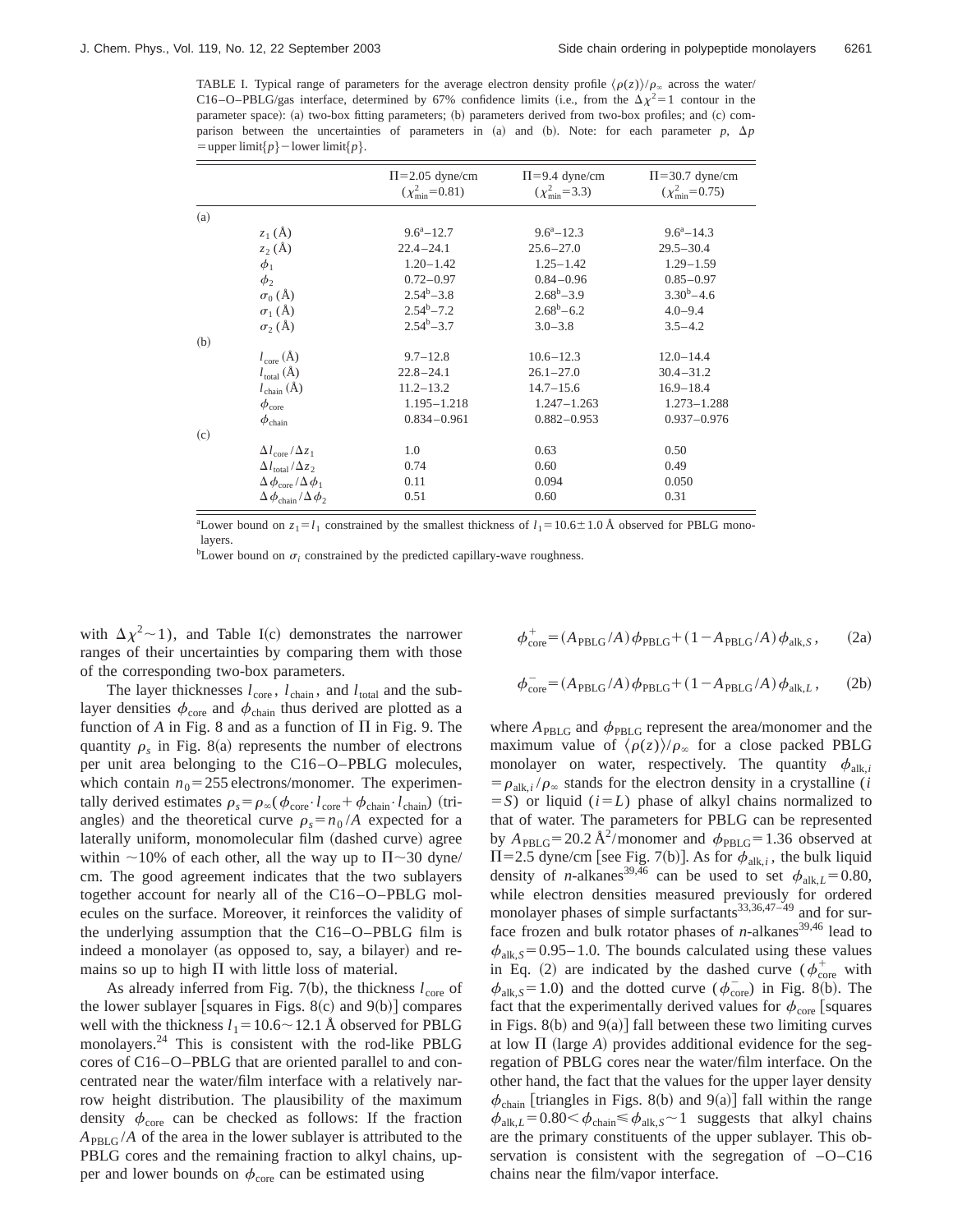TABLE I. Typical range of parameters for the average electron density profile $\langle\rho(z)\rangle/\rho_\infty$ across the water/C16–O–PBLG/gas interface, determined by 67% confidence limits (i.e., from the $\Delta\chi^2=1$ contour in the parameter space): (a) two-box fitting parameters; (b) parameters derived from two-box profiles; and (c) comparison between the uncertainties of parameters in (a) and (b). Note: for each parameter $p$, $\Delta p$ = upper limit{$p$} − lower limit{$p$}.

| | | $\Pi=2.05$ dyne/cm ($\chi^2_{\min}=0.81$) | $\Pi=9.4$ dyne/cm ($\chi^2_{\min}=3.3$) | $\Pi=30.7$ dyne/cm ($\chi^2_{\min}=0.75$) |
|---|---|---|---|---|
| (a) | | | | |
| | $z_1$ (Å) | $9.6^{a}$–12.7 | $9.6^{a}$–12.3 | $9.6^{a}$–14.3 |
| | $z_2$ (Å) | 22.4–24.1 | 25.6–27.0 | 29.5–30.4 |
| | $\phi_1$ | 1.20–1.42 | 1.25–1.42 | 1.29–1.59 |
| | $\phi_2$ | 0.72–0.97 | 0.84–0.96 | 0.85–0.97 |
| | $\sigma_0$ (Å) | $2.54^{b}$–3.8 | $2.68^{b}$–3.9 | $3.30^{b}$–4.6 |
| | $\sigma_1$ (Å) | $2.54^{b}$–7.2 | $2.68^{b}$–6.2 | 4.0–9.4 |
| | $\sigma_2$ (Å) | $2.54^{b}$–3.7 | 3.0–3.8 | 3.5–4.2 |
| (b) | | | | |
| | $l_{\mathrm{core}}$ (Å) | 9.7–12.8 | 10.6–12.3 | 12.0–14.4 |
| | $l_{\mathrm{total}}$ (Å) | 22.8–24.1 | 26.1–27.0 | 30.4–31.2 |
| | $l_{\mathrm{chain}}$ (Å) | 11.2–13.2 | 14.7–15.6 | 16.9–18.4 |
| | $\phi_{\mathrm{core}}$ | 1.195–1.218 | 1.247–1.263 | 1.273–1.288 |
| | $\phi_{\mathrm{chain}}$ | 0.834–0.961 | 0.882–0.953 | 0.937–0.976 |
| (c) | | | | |
| | $\Delta l_{\mathrm{core}}/\Delta z_1$ | 1.0 | 0.63 | 0.50 |
| | $\Delta l_{\mathrm{total}}/\Delta z_2$ | 0.74 | 0.60 | 0.49 |
| | $\Delta\phi_{\mathrm{core}}/\Delta\phi_1$ | 0.11 | 0.094 | 0.050 |
| | $\Delta\phi_{\mathrm{chain}}/\Delta\phi_2$ | 0.51 | 0.60 | 0.31 |

[a]Lower bound on $z_1=l_1$ constrained by the smallest thickness of $l_1=10.6\pm1.0$ Å observed for PBLG monolayers.

[b]Lower bound on $\sigma_i$ constrained by the predicted capillary-wave roughness.

with $\Delta\chi^2\sim1$), and Table I(c) demonstrates the narrower ranges of their uncertainties by comparing them with those of the corresponding two-box parameters.

The layer thicknesses $l_{\mathrm{core}}$, $l_{\mathrm{chain}}$, and $l_{\mathrm{total}}$ and the sublayer densities $\phi_{\mathrm{core}}$ and $\phi_{\mathrm{chain}}$ thus derived are plotted as a function of $A$ in Fig. 8 and as a function of $\Pi$ in Fig. 9. The quantity $\rho_s$ in Fig. 8(a) represents the number of electrons per unit area belonging to the C16–O–PBLG molecules, which contain $n_0=255$ electrons/monomer. The experimentally derived estimates $\rho_s=\rho_\infty(\phi_{\mathrm{core}}\cdot l_{\mathrm{core}}+\phi_{\mathrm{chain}}\cdot l_{\mathrm{chain}})$ (triangles) and the theoretical curve $\rho_s=n_0/A$ expected for a laterally uniform, monomolecular film (dashed curve) agree within ~10% of each other, all the way up to $\Pi\sim30$ dyne/cm. The good agreement indicates that the two sublayers together account for nearly all of the C16–O–PBLG molecules on the surface. Moreover, it reinforces the validity of the underlying assumption that the C16–O–PBLG film is indeed a monolayer (as opposed to, say, a bilayer) and remains so up to high $\Pi$ with little loss of material.

As already inferred from Fig. 7(b), the thickness $l_{\mathrm{core}}$ of the lower sublayer [squares in Figs. 8(c) and 9(b)] compares well with the thickness $l_1=10.6\sim12.1$ Å observed for PBLG monolayers.[24] This is consistent with the rod-like PBLG cores of C16–O–PBLG that are oriented parallel to and concentrated near the water/film interface with a relatively narrow height distribution. The plausibility of the maximum density $\phi_{\mathrm{core}}$ can be checked as follows: If the fraction $A_{\mathrm{PBLG}}/A$ of the area in the lower sublayer is attributed to the PBLG cores and the remaining fraction to alkyl chains, upper and lower bounds on $\phi_{\mathrm{core}}$ can be estimated using

$$\phi^{+}_{\mathrm{core}}=(A_{\mathrm{PBLG}}/A)\phi_{\mathrm{PBLG}}+(1-A_{\mathrm{PBLG}}/A)\phi_{\mathrm{alk},S}, \tag{2a}$$

$$\phi^{-}_{\mathrm{core}}=(A_{\mathrm{PBLG}}/A)\phi_{\mathrm{PBLG}}+(1-A_{\mathrm{PBLG}}/A)\phi_{\mathrm{alk},L}, \tag{2b}$$

where $A_{\mathrm{PBLG}}$ and $\phi_{\mathrm{PBLG}}$ represent the area/monomer and the maximum value of $\langle\rho(z)\rangle/\rho_\infty$ for a close packed PBLG monolayer on water, respectively. The quantity $\phi_{\mathrm{alk},i}=\rho_{\mathrm{alk},i}/\rho_\infty$ stands for the electron density in a crystalline ($i=S$) or liquid ($i=L$) phase of alkyl chains normalized to that of water. The parameters for PBLG can be represented by $A_{\mathrm{PBLG}}=20.2$ Å$^2$/monomer and $\phi_{\mathrm{PBLG}}=1.36$ observed at $\Pi=2.5$ dyne/cm [see Fig. 7(b)]. As for $\phi_{\mathrm{alk},i}$, the bulk liquid density of *n*-alkanes[39,46] can be used to set $\phi_{\mathrm{alk},L}=0.80$, while electron densities measured previously for ordered monolayer phases of simple surfactants[33,36,47–49] and for surface frozen and bulk rotator phases of *n*-alkanes[39,46] lead to $\phi_{\mathrm{alk},S}=0.95$–1.0. The bounds calculated using these values in Eq. (2) are indicated by the dashed curve ($\phi^{+}_{\mathrm{core}}$ with $\phi_{\mathrm{alk},S}=1.0$) and the dotted curve ($\phi^{-}_{\mathrm{core}}$) in Fig. 8(b). The fact that the experimentally derived values for $\phi_{\mathrm{core}}$ [squares in Figs. 8(b) and 9(a)] fall between these two limiting curves at low $\Pi$ (large $A$) provides additional evidence for the segregation of PBLG cores near the water/film interface. On the other hand, the fact that the values for the upper layer density $\phi_{\mathrm{chain}}$ [triangles in Figs. 8(b) and 9(a)] fall within the range $\phi_{\mathrm{alk},L}=0.80<\phi_{\mathrm{chain}}\leqslant\phi_{\mathrm{alk},S}\sim1$ suggests that alkyl chains are the primary constituents of the upper sublayer. This observation is consistent with the segregation of –O–C16 chains near the film/vapor interface.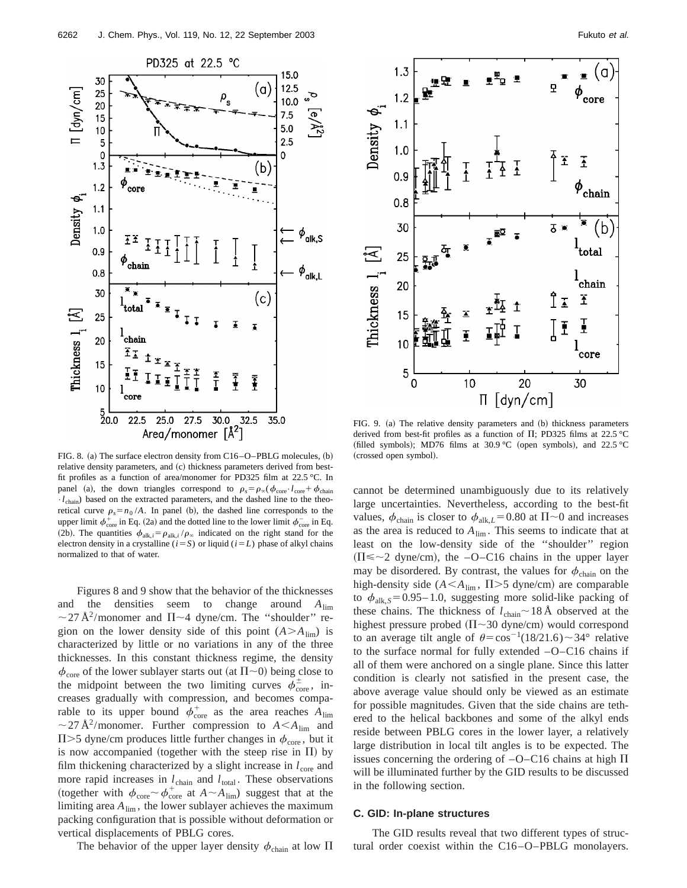FIG. 8. (a) The surface electron density from C16–O–PBLG molecules, (b) relative density parameters, and (c) thickness parameters derived from best-fit profiles as a function of area/monomer for PD325 film at 22.5 °C. In panel (a), the down triangles correspond to $\rho_s = \rho_\infty(\phi_{\mathrm{core}} \cdot l_{\mathrm{core}} + \phi_{\mathrm{chain}} \cdot l_{\mathrm{chain}})$ based on the extracted parameters, and the dashed line to the theoretical curve $\rho_s = n_0/A$. In panel (b), the dashed line corresponds to the upper limit $\phi^{+}_{\mathrm{core}}$ in Eq. (2a) and the dotted line to the lower limit $\phi^{-}_{\mathrm{core}}$ in Eq. (2b). The quantities $\phi_{\mathrm{alk},i} = \rho_{\mathrm{alk},i}/\rho_\infty$ indicated on the right stand for the electron density in a crystalline ($i=S$) or liquid ($i=L$) phase of alkyl chains normalized to that of water.

FIG. 9. (a) The relative density parameters and (b) thickness parameters derived from best-fit profiles as a function of Π; PD325 films at 22.5 °C (filled symbols); MD76 films at 30.9 °C (open symbols), and 22.5 °C (crossed open symbol).

Figures 8 and 9 show that the behavior of the thicknesses and the densities seem to change around $A_{\mathrm{lim}} \sim 27\,\text{Å}^2$/monomer and $\Pi \sim 4$ dyne/cm. The "shoulder" region on the lower density side of this point ($A > A_{\mathrm{lim}}$) is characterized by little or no variations in any of the three thicknesses. In this constant thickness regime, the density $\phi_{\mathrm{core}}$ of the lower sublayer starts out (at $\Pi \sim 0$) being close to the midpoint between the two limiting curves $\phi^{\pm}_{\mathrm{core}}$, increases gradually with compression, and becomes comparable to its upper bound $\phi^{+}_{\mathrm{core}}$ as the area reaches $A_{\mathrm{lim}} \sim 27\,\text{Å}^2$/monomer. Further compression to $A < A_{\mathrm{lim}}$ and $\Pi > 5$ dyne/cm produces little further changes in $\phi_{\mathrm{core}}$, but it is now accompanied (together with the steep rise in Π) by film thickening characterized by a slight increase in $l_{\mathrm{core}}$ and more rapid increases in $l_{\mathrm{chain}}$ and $l_{\mathrm{total}}$. These observations (together with $\phi_{\mathrm{core}} \sim \phi^{+}_{\mathrm{core}}$ at $A \sim A_{\mathrm{lim}}$) suggest that at the limiting area $A_{\mathrm{lim}}$, the lower sublayer achieves the maximum packing configuration that is possible without deformation or vertical displacements of PBLG cores.

The behavior of the upper layer density $\phi_{\mathrm{chain}}$ at low Π cannot be determined unambiguously due to its relatively large uncertainties. Nevertheless, according to the best-fit values, $\phi_{\mathrm{chain}}$ is closer to $\phi_{\mathrm{alk},L} = 0.80$ at $\Pi \sim 0$ and increases as the area is reduced to $A_{\mathrm{lim}}$. This seems to indicate that at least on the low-density side of the "shoulder" region ($\Pi \lesssim \sim 2$ dyne/cm), the –O–C16 chains in the upper layer may be disordered. By contrast, the values for $\phi_{\mathrm{chain}}$ on the high-density side ($A < A_{\mathrm{lim}}$, $\Pi > 5$ dyne/cm) are comparable to $\phi_{\mathrm{alk},S} = 0.95–1.0$, suggesting more solid-like packing of these chains. The thickness of $l_{\mathrm{chain}} \sim 18\,\text{Å}$ observed at the highest pressure probed ($\Pi \sim 30$ dyne/cm) would correspond to an average tilt angle of $\theta = \cos^{-1}(18/21.6) \sim 34°$ relative to the surface normal for fully extended –O–C16 chains if all of them were anchored on a single plane. Since this latter condition is clearly not satisfied in the present case, the above average value should only be viewed as an estimate for possible magnitudes. Given that the side chains are tethered to the helical backbones and some of the alkyl ends reside between PBLG cores in the lower layer, a relatively large distribution in local tilt angles is to be expected. The issues concerning the ordering of –O–C16 chains at high Π will be illuminated further by the GID results to be discussed in the following section.

### C. GID: In-plane structures

The GID results reveal that two different types of structural order coexist within the C16–O–PBLG monolayers.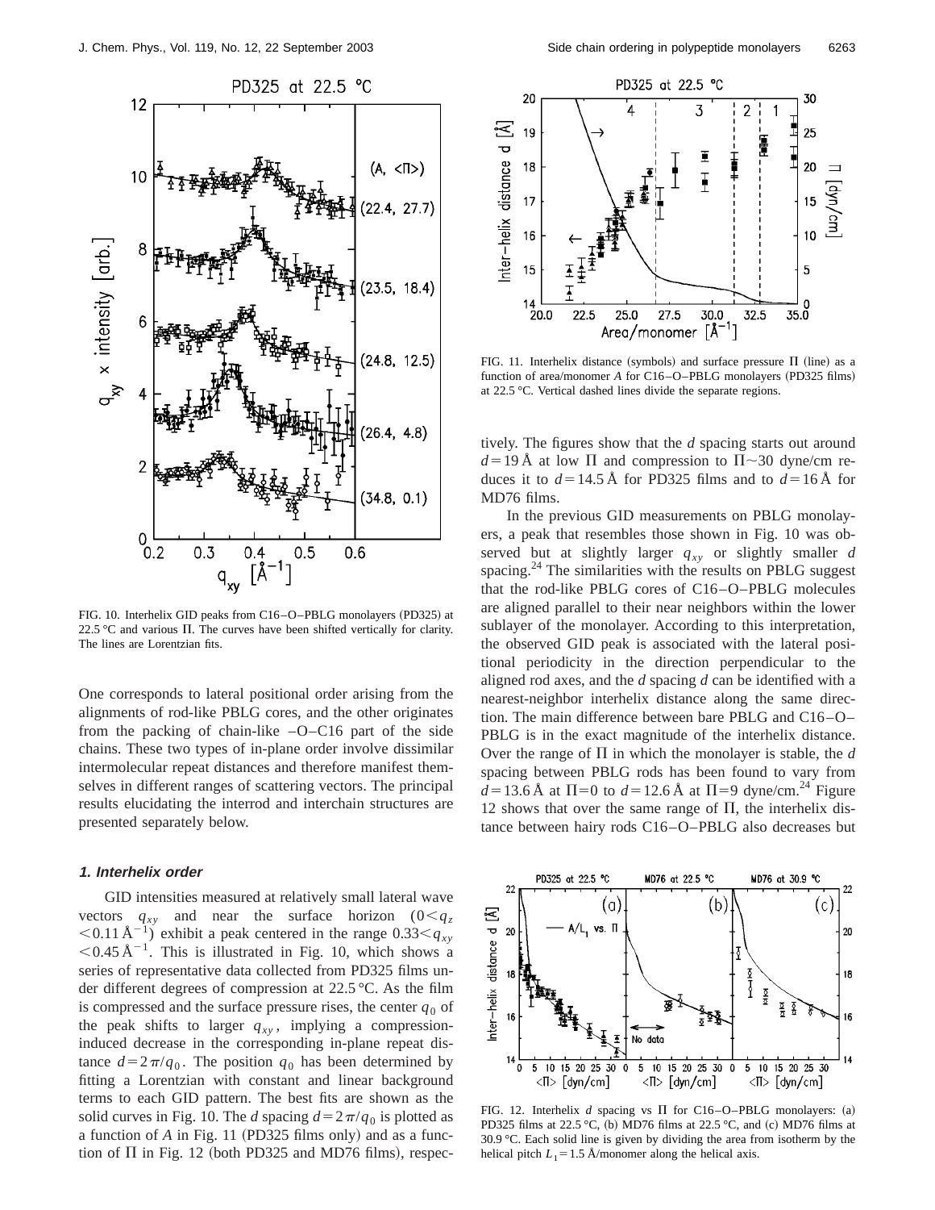FIG. 10. Interhelix GID peaks from C16–O–PBLG monolayers (PD325) at 22.5 °C and various Π. The curves have been shifted vertically for clarity. The lines are Lorentzian fits.

One corresponds to lateral positional order arising from the alignments of rod-like PBLG cores, and the other originates from the packing of chain-like –O–C16 part of the side chains. These two types of in-plane order involve dissimilar intermolecular repeat distances and therefore manifest themselves in different ranges of scattering vectors. The principal results elucidating the interrod and interchain structures are presented separately below.

#### 1. Interhelix order

GID intensities measured at relatively small lateral wave vectors $q_{xy}$ and near the surface horizon ($0<q_z<0.11\,\text{Å}^{-1}$) exhibit a peak centered in the range $0.33<q_{xy}<0.45\,\text{Å}^{-1}$. This is illustrated in Fig. 10, which shows a series of representative data collected from PD325 films under different degrees of compression at 22.5 °C. As the film is compressed and the surface pressure rises, the center $q_0$ of the peak shifts to larger $q_{xy}$, implying a compression-induced decrease in the corresponding in-plane repeat distance $d=2\pi/q_0$. The position $q_0$ has been determined by fitting a Lorentzian with constant and linear background terms to each GID pattern. The best fits are shown as the solid curves in Fig. 10. The *d* spacing $d=2\pi/q_0$ is plotted as a function of *A* in Fig. 11 (PD325 films only) and as a function of Π in Fig. 12 (both PD325 and MD76 films), respectively. The figures show that the *d* spacing starts out around $d=19\,\text{Å}$ at low Π and compression to $\Pi\sim30$ dyne/cm reduces it to $d=14.5\,\text{Å}$ for PD325 films and to $d=16\,\text{Å}$ for MD76 films.

FIG. 11. Interhelix distance (symbols) and surface pressure Π (line) as a function of area/monomer *A* for C16–O–PBLG monolayers (PD325 films) at 22.5 °C. Vertical dashed lines divide the separate regions.

In the previous GID measurements on PBLG monolayers, a peak that resembles those shown in Fig. 10 was observed but at slightly larger $q_{xy}$ or slightly smaller *d* spacing.[24] The similarities with the results on PBLG suggest that the rod-like PBLG cores of C16–O–PBLG molecules are aligned parallel to their near neighbors within the lower sublayer of the monolayer. According to this interpretation, the observed GID peak is associated with the lateral positional periodicity in the direction perpendicular to the aligned rod axes, and the *d* spacing *d* can be identified with a nearest-neighbor interhelix distance along the same direction. The main difference between bare PBLG and C16–O–PBLG is in the exact magnitude of the interhelix distance. Over the range of Π in which the monolayer is stable, the *d* spacing between PBLG rods has been found to vary from $d=13.6\,\text{Å}$ at $\Pi=0$ to $d=12.6\,\text{Å}$ at $\Pi=9$ dyne/cm.[24] Figure 12 shows that over the same range of Π, the interhelix distance between hairy rods C16–O–PBLG also decreases but

FIG. 12. Interhelix *d* spacing vs Π for C16–O–PBLG monolayers: (a) PD325 films at 22.5 °C, (b) MD76 films at 22.5 °C, and (c) MD76 films at 30.9 °C. Each solid line is given by dividing the area from isotherm by the helical pitch $L_1=1.5$ Å/monomer along the helical axis.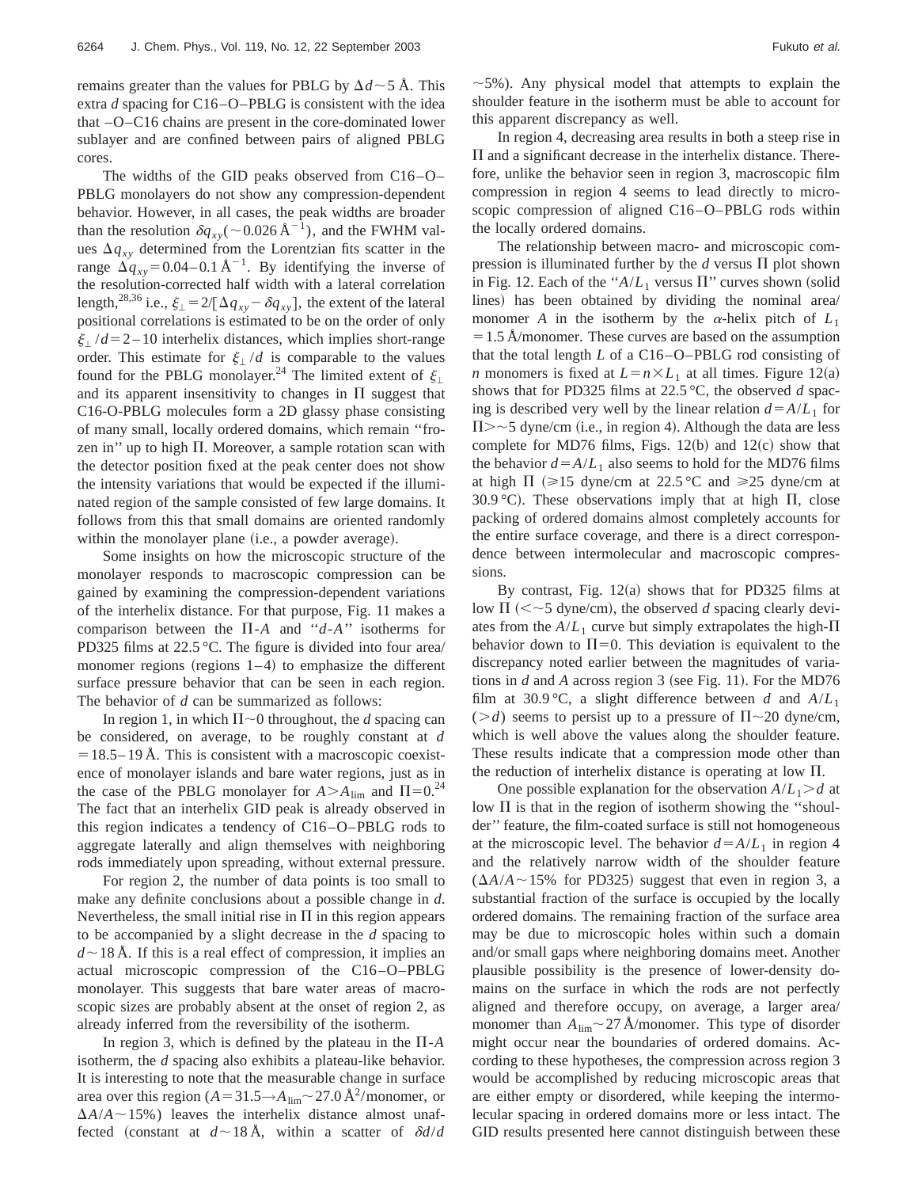remains greater than the values for PBLG by $\Delta d \sim 5$ Å. This extra $d$ spacing for C16–O–PBLG is consistent with the idea that –O–C16 chains are present in the core-dominated lower sublayer and are confined between pairs of aligned PBLG cores.

The widths of the GID peaks observed from C16–O–PBLG monolayers do not show any compression-dependent behavior. However, in all cases, the peak widths are broader than the resolution $\delta q_{xy}$ ($\sim 0.026$ Å$^{-1}$), and the FWHM values $\Delta q_{xy}$ determined from the Lorentzian fits scatter in the range $\Delta q_{xy} = 0.04 - 0.1$ Å$^{-1}$. By identifying the inverse of the resolution-corrected half width with a lateral correlation length,[28,36] i.e., $\xi_{\perp} = 2/[\Delta q_{xy} - \delta q_{xy}]$, the extent of the lateral positional correlations is estimated to be on the order of only $\xi_{\perp}/d = 2-10$ interhelix distances, which implies short-range order. This estimate for $\xi_{\perp}/d$ is comparable to the values found for the PBLG monolayer.[24] The limited extent of $\xi_{\perp}$ and its apparent insensitivity to changes in $\Pi$ suggest that C16-O-PBLG molecules form a 2D glassy phase consisting of many small, locally ordered domains, which remain "frozen in" up to high $\Pi$. Moreover, a sample rotation scan with the detector position fixed at the peak center does not show the intensity variations that would be expected if the illuminated region of the sample consisted of few large domains. It follows from this that small domains are oriented randomly within the monolayer plane (i.e., a powder average).

Some insights on how the microscopic structure of the monolayer responds to macroscopic compression can be gained by examining the compression-dependent variations of the interhelix distance. For that purpose, Fig. 11 makes a comparison between the $\Pi$-$A$ and "$d$-$A$" isotherms for PD325 films at 22.5 °C. The figure is divided into four area/monomer regions (regions 1–4) to emphasize the different surface pressure behavior that can be seen in each region. The behavior of $d$ can be summarized as follows:

In region 1, in which $\Pi \sim 0$ throughout, the $d$ spacing can be considered, on average, to be roughly constant at $d = 18.5-19$ Å. This is consistent with a macroscopic coexistence of monolayer islands and bare water regions, just as in the case of the PBLG monolayer for $A > A_{\lim}$ and $\Pi = 0$.[24] The fact that an interhelix GID peak is already observed in this region indicates a tendency of C16–O–PBLG rods to aggregate laterally and align themselves with neighboring rods immediately upon spreading, without external pressure.

For region 2, the number of data points is too small to make any definite conclusions about a possible change in $d$. Nevertheless, the small initial rise in $\Pi$ in this region appears to be accompanied by a slight decrease in the $d$ spacing to $d \sim 18$ Å. If this is a real effect of compression, it implies an actual microscopic compression of the C16–O–PBLG monolayer. This suggests that bare water areas of macroscopic sizes are probably absent at the onset of region 2, as already inferred from the reversibility of the isotherm.

In region 3, which is defined by the plateau in the $\Pi$-$A$ isotherm, the $d$ spacing also exhibits a plateau-like behavior. It is interesting to note that the measurable change in surface area over this region ($A = 31.5 \rightarrow A_{\lim} \sim 27.0$ Å$^2$/monomer, or $\Delta A/A \sim 15\%$) leaves the interhelix distance almost unaffected (constant at $d \sim 18$ Å, within a scatter of $\delta d/d \sim 5\%$). Any physical model that attempts to explain the shoulder feature in the isotherm must be able to account for this apparent discrepancy as well.

In region 4, decreasing area results in both a steep rise in $\Pi$ and a significant decrease in the interhelix distance. Therefore, unlike the behavior seen in region 3, macroscopic film compression in region 4 seems to lead directly to microscopic compression of aligned C16–O–PBLG rods within the locally ordered domains.

The relationship between macro- and microscopic compression is illuminated further by the $d$ versus $\Pi$ plot shown in Fig. 12. Each of the "$A/L_1$ versus $\Pi$" curves shown (solid lines) has been obtained by dividing the nominal area/monomer $A$ in the isotherm by the $\alpha$-helix pitch of $L_1 = 1.5$ Å/monomer. These curves are based on the assumption that the total length $L$ of a C16–O–PBLG rod consisting of $n$ monomers is fixed at $L = n \times L_1$ at all times. Figure 12(a) shows that for PD325 films at 22.5 °C, the observed $d$ spacing is described very well by the linear relation $d = A/L_1$ for $\Pi > \sim 5$ dyne/cm (i.e., in region 4). Although the data are less complete for MD76 films, Figs. 12(b) and 12(c) show that the behavior $d = A/L_1$ also seems to hold for the MD76 films at high $\Pi$ ($\geqslant 15$ dyne/cm at 22.5 °C and $\geqslant 25$ dyne/cm at 30.9 °C). These observations imply that at high $\Pi$, close packing of ordered domains almost completely accounts for the entire surface coverage, and there is a direct correspondence between intermolecular and macroscopic compressions.

By contrast, Fig. 12(a) shows that for PD325 films at low $\Pi$ ($< \sim 5$ dyne/cm), the observed $d$ spacing clearly deviates from the $A/L_1$ curve but simply extrapolates the high-$\Pi$ behavior down to $\Pi = 0$. This deviation is equivalent to the discrepancy noted earlier between the magnitudes of variations in $d$ and $A$ across region 3 (see Fig. 11). For the MD76 film at 30.9 °C, a slight difference between $d$ and $A/L_1$ ($> d$) seems to persist up to a pressure of $\Pi \sim 20$ dyne/cm, which is well above the values along the shoulder feature. These results indicate that a compression mode other than the reduction of interhelix distance is operating at low $\Pi$.

One possible explanation for the observation $A/L_1 > d$ at low $\Pi$ is that in the region of isotherm showing the "shoulder" feature, the film-coated surface is still not homogeneous at the microscopic level. The behavior $d = A/L_1$ in region 4 and the relatively narrow width of the shoulder feature ($\Delta A/A \sim 15\%$ for PD325) suggest that even in region 3, a substantial fraction of the surface is occupied by the locally ordered domains. The remaining fraction of the surface area may be due to microscopic holes within such a domain and/or small gaps where neighboring domains meet. Another plausible possibility is the presence of lower-density domains on the surface in which the rods are not perfectly aligned and therefore occupy, on average, a larger area/monomer than $A_{\lim} \sim 27$ Å/monomer. This type of disorder might occur near the boundaries of ordered domains. According to these hypotheses, the compression across region 3 would be accomplished by reducing microscopic areas that are either empty or disordered, while keeping the intermolecular spacing in ordered domains more or less intact. The GID results presented here cannot distinguish between these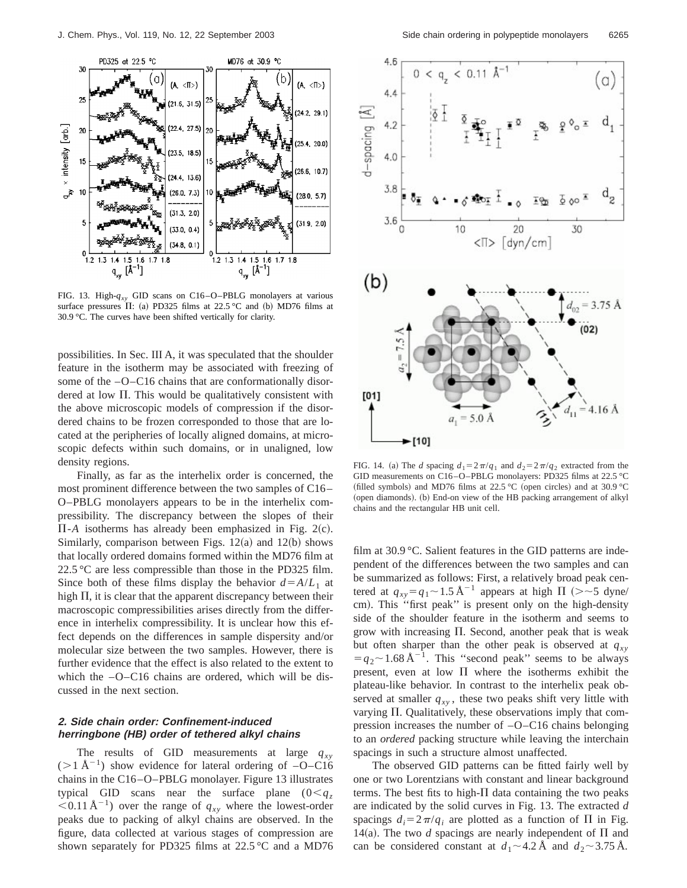FIG. 13. High-$q_{xy}$ GID scans on C16–O–PBLG monolayers at various surface pressures $\Pi$: (a) PD325 films at 22.5 °C and (b) MD76 films at 30.9 °C. The curves have been shifted vertically for clarity.

possibilities. In Sec. III A, it was speculated that the shoulder feature in the isotherm may be associated with freezing of some of the –O–C16 chains that are conformationally disordered at low $\Pi$. This would be qualitatively consistent with the above microscopic models of compression if the disordered chains to be frozen corresponded to those that are located at the peripheries of locally aligned domains, at microscopic defects within such domains, or in unaligned, low density regions.

Finally, as far as the interhelix order is concerned, the most prominent difference between the two samples of C16–O–PBLG monolayers appears to be in the interhelix compressibility. The discrepancy between the slopes of their $\Pi$-$A$ isotherms has already been emphasized in Fig. 2(c). Similarly, comparison between Figs. 12(a) and 12(b) shows that locally ordered domains formed within the MD76 film at 22.5 °C are less compressible than those in the PD325 film. Since both of these films display the behavior $d = A/L_1$ at high $\Pi$, it is clear that the apparent discrepancy between their macroscopic compressibilities arises directly from the difference in interhelix compressibility. It is unclear how this effect depends on the differences in sample dispersity and/or molecular size between the two samples. However, there is further evidence that the effect is also related to the extent to which the –O–C16 chains are ordered, which will be discussed in the next section.

### 2. Side chain order: Confinement-induced herringbone (HB) order of tethered alkyl chains

The results of GID measurements at large $q_{xy}$ ($>1$ Å$^{-1}$) show evidence for lateral ordering of –O–C16 chains in the C16–O–PBLG monolayer. Figure 13 illustrates typical GID scans near the surface plane ($0 < q_z < 0.11$ Å$^{-1}$) over the range of $q_{xy}$ where the lowest-order peaks due to packing of alkyl chains are observed. In the figure, data collected at various stages of compression are shown separately for PD325 films at 22.5 °C and a MD76 film at 30.9 °C. Salient features in the GID patterns are independent of the differences between the two samples and can be summarized as follows: First, a relatively broad peak centered at $q_{xy} = q_1 \sim 1.5$ Å$^{-1}$ appears at high $\Pi$ ($> \sim 5$ dyne/cm). This "first peak" is present only on the high-density side of the shoulder feature in the isotherm and seems to grow with increasing $\Pi$. Second, another peak that is weak but often sharper than the other peak is observed at $q_{xy} = q_2 \sim 1.68$ Å$^{-1}$. This "second peak" seems to be always present, even at low $\Pi$ where the isotherms exhibit the plateau-like behavior. In contrast to the interhelix peak observed at smaller $q_{xy}$, these two peaks shift very little with varying $\Pi$. Qualitatively, these observations imply that compression increases the number of –O–C16 chains belonging to an *ordered* packing structure while leaving the interchain spacings in such a structure almost unaffected.

FIG. 14. (a) The $d$ spacing $d_1 = 2\pi/q_1$ and $d_2 = 2\pi/q_2$ extracted from the GID measurements on C16–O–PBLG monolayers: PD325 films at 22.5 °C (filled symbols) and MD76 films at 22.5 °C (open circles) and at 30.9 °C (open diamonds). (b) End-on view of the HB packing arrangement of alkyl chains and the rectangular HB unit cell.

The observed GID patterns can be fitted fairly well by one or two Lorentzians with constant and linear background terms. The best fits to high-$\Pi$ data containing the two peaks are indicated by the solid curves in Fig. 13. The extracted $d$ spacings $d_i = 2\pi/q_i$ are plotted as a function of $\Pi$ in Fig. 14(a). The two $d$ spacings are nearly independent of $\Pi$ and can be considered constant at $d_1 \sim 4.2$ Å and $d_2 \sim 3.75$ Å.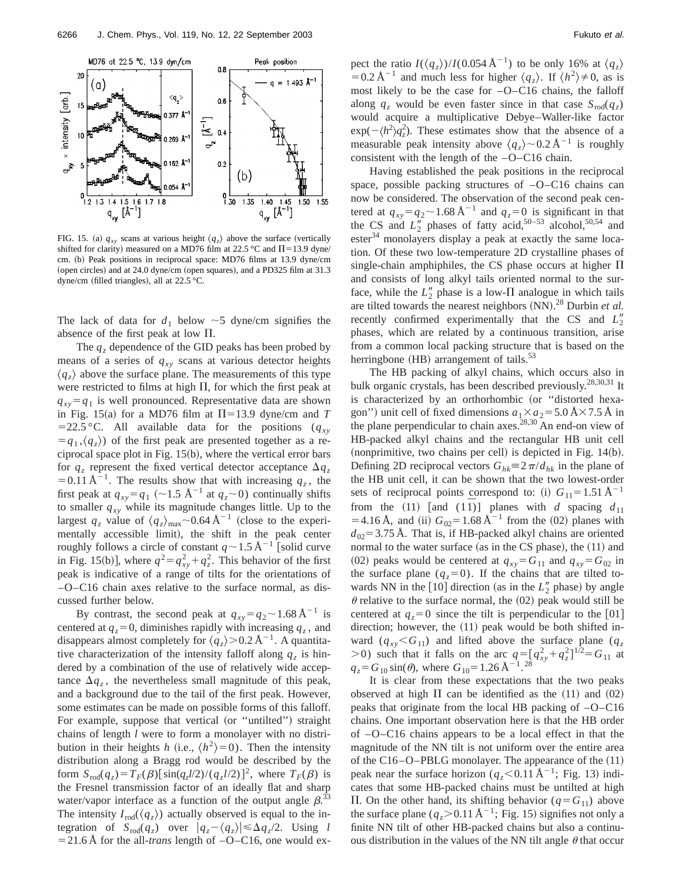FIG. 15. (a) $q_{xy}$ scans at various height $\langle q_z \rangle$ above the surface (vertically shifted for clarity) measured on a MD76 film at 22.5 °C and $\Pi = 13.9$ dyne/cm. (b) Peak positions in reciprocal space: MD76 films at 13.9 dyne/cm (open circles) and at 24.0 dyne/cm (open squares), and a PD325 film at 31.3 dyne/cm (filled triangles), all at 22.5 °C.

The lack of data for $d_1$ below ~5 dyne/cm signifies the absence of the first peak at low $\Pi$.

The $q_z$ dependence of the GID peaks has been probed by means of a series of $q_{xy}$ scans at various detector heights $\langle q_z \rangle$ above the surface plane. The measurements of this type were restricted to films at high $\Pi$, for which the first peak at $q_{xy} = q_1$ is well pronounced. Representative data are shown in Fig. 15(a) for a MD76 film at $\Pi = 13.9$ dyne/cm and $T = 22.5$ °C. All available data for the positions ($q_{xy} = q_1, \langle q_z \rangle$) of the first peak are presented together as a reciprocal space plot in Fig. 15(b), where the vertical error bars for $q_z$ represent the fixed vertical detector acceptance $\Delta q_z = 0.11$ Å$^{-1}$. The results show that with increasing $q_z$, the first peak at $q_{xy} = q_1$ (~1.5 Å$^{-1}$ at $q_z \sim 0$) continually shifts to smaller $q_{xy}$ while its magnitude changes little. Up to the largest $q_z$ value of $\langle q_z \rangle_{max} \sim 0.64$ Å$^{-1}$ (close to the experimentally accessible limit), the shift in the peak center roughly follows a circle of constant $q \sim 1.5$ Å$^{-1}$ [solid curve in Fig. 15(b)], where $q^2 = q_{xy}^2 + q_z^2$. This behavior of the first peak is indicative of a range of tilts for the orientations of –O–C16 chain axes relative to the surface normal, as discussed further below.

By contrast, the second peak at $q_{xy} = q_2 \sim 1.68$ Å$^{-1}$ is centered at $q_z = 0$, diminishes rapidly with increasing $q_z$, and disappears almost completely for $\langle q_z \rangle > 0.2$ Å$^{-1}$. A quantitative characterization of the intensity falloff along $q_z$ is hindered by a combination of the use of relatively wide acceptance $\Delta q_z$, the nevertheless small magnitude of this peak, and a background due to the tail of the first peak. However, some estimates can be made on possible forms of this falloff. For example, suppose that vertical (or "untilted") straight chains of length $l$ were to form a monolayer with no distribution in their heights $h$ (i.e., $\langle h^2 \rangle = 0$). Then the intensity distribution along a Bragg rod would be described by the form $S_{rod}(q_z) = T_F(\beta)[\sin(q_z l/2)/(q_z l/2)]^2$, where $T_F(\beta)$ is the Fresnel transmission factor of an ideally flat and sharp water/vapor interface as a function of the output angle $\beta$.[33] The intensity $I_{rod}(\langle q_z \rangle)$ actually observed is equal to the integration of $S_{rod}(q_z)$ over $|q_z - \langle q_z \rangle| \le \Delta q_z/2$. Using $l = 21.6$ Å for the all-*trans* length of –O–C16, one would expect the ratio $I(\langle q_z \rangle)/I(0.054$ Å$^{-1})$ to be only 16% at $\langle q_z \rangle = 0.2$ Å$^{-1}$ and much less for higher $\langle q_z \rangle$. If $\langle h^2 \rangle \neq 0$, as is most likely to be the case for –O–C16 chains, the falloff along $q_z$ would be even faster since in that case $S_{rod}(q_z)$ would acquire a multiplicative Debye–Waller-like factor $\exp(-\langle h^2 \rangle q_z^2)$. These estimates show that the absence of a measurable peak intensity above $\langle q_z \rangle \sim 0.2$ Å$^{-1}$ is roughly consistent with the length of the –O–C16 chain.

Having established the peak positions in the reciprocal space, possible packing structures of –O–C16 chains can now be considered. The observation of the second peak centered at $q_{xy} = q_2 \sim 1.68$ Å$^{-1}$ and $q_z = 0$ is significant in that the CS and $L_2''$ phases of fatty acid,[50–53] alcohol,[50,54] and ester[34] monolayers display a peak at exactly the same location. Of these two low-temperature 2D crystalline phases of single-chain amphiphiles, the CS phase occurs at higher $\Pi$ and consists of long alkyl tails oriented normal to the surface, while the $L_2''$ phase is a low-$\Pi$ analogue in which tails are tilted towards the nearest neighbors (NN).[28] Durbin *et al.* recently confirmed experimentally that the CS and $L_2''$ phases, which are related by a continuous transition, arise from a common local packing structure that is based on the herringbone (HB) arrangement of tails.[53]

The HB packing of alkyl chains, which occurs also in bulk organic crystals, has been described previously.[28,30,31] It is characterized by an orthorhombic (or "distorted hexagon") unit cell of fixed dimensions $a_1 \times a_2 = 5.0$ Å $\times$ 7.5 Å in the plane perpendicular to chain axes.[28,30] An end-on view of HB-packed alkyl chains and the rectangular HB unit cell (nonprimitive, two chains per cell) is depicted in Fig. 14(b). Defining 2D reciprocal vectors $G_{hk} \equiv 2\pi/d_{hk}$ in the plane of the HB unit cell, it can be shown that the two lowest-order sets of reciprocal points correspond to: (i) $G_{11} = 1.51$ Å$^{-1}$ from the (11) [and $(1\bar{1})$] planes with $d$ spacing $d_{11} = 4.16$ Å, and (ii) $G_{02} = 1.68$ Å$^{-1}$ from the (02) planes with $d_{02} = 3.75$ Å. That is, if HB-packed alkyl chains are oriented normal to the water surface (as in the CS phase), the (11) and (02) peaks would be centered at $q_{xy} = G_{11}$ and $q_{xy} = G_{02}$ in the surface plane ($q_z = 0$). If the chains that are tilted towards NN in the [10] direction (as in the $L_2''$ phase) by angle $\theta$ relative to the surface normal, the (02) peak would still be centered at $q_z = 0$ since the tilt is perpendicular to the [01] direction; however, the (11) peak would be both shifted inward ($q_{xy} < G_{11}$) and lifted above the surface plane ($q_z > 0$) such that it falls on the arc $q = [q_{xy}^2 + q_z^2]^{1/2} = G_{11}$ at $q_z = G_{10}\sin(\theta)$, where $G_{10} = 1.26$ Å$^{-1}$.[28]

It is clear from these expectations that the two peaks observed at high $\Pi$ can be identified as the (11) and (02) peaks that originate from the local HB packing of –O–C16 chains. One important observation here is that the HB order of –O–C16 chains appears to be a local effect in that the magnitude of the NN tilt is not uniform over the entire area of the C16–O–PBLG monolayer. The appearance of the (11) peak near the surface horizon ($q_z < 0.11$ Å$^{-1}$; Fig. 13) indicates that some HB-packed chains must be untilted at high $\Pi$. On the other hand, its shifting behavior ($q = G_{11}$) above the surface plane ($q_z > 0.11$ Å$^{-1}$; Fig. 15) signifies not only a finite NN tilt of other HB-packed chains but also a continuous distribution in the values of the NN tilt angle $\theta$ that occur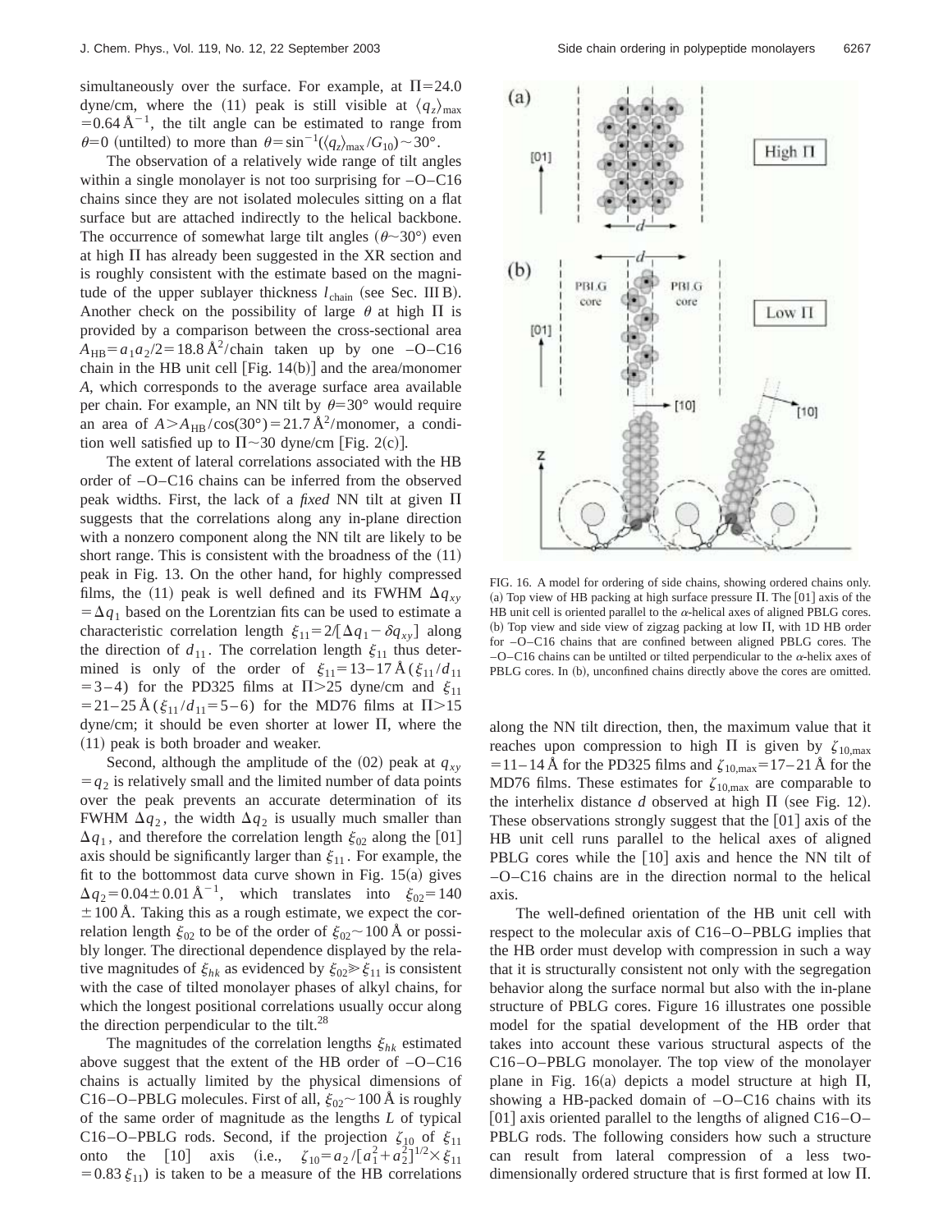simultaneously over the surface. For example, at $\Pi=24.0$ dyne/cm, where the (11) peak is still visible at $\langle q_z \rangle_{\max} = 0.64\,\text{Å}^{-1}$, the tilt angle can be estimated to range from $\theta=0$ (untilted) to more than $\theta=\sin^{-1}(\langle q_z\rangle_{\max}/G_{10}) \sim 30°$.

The observation of a relatively wide range of tilt angles within a single monolayer is not too surprising for –O–C16 chains since they are not isolated molecules sitting on a flat surface but are attached indirectly to the helical backbone. The occurrence of somewhat large tilt angles ($\theta \sim 30°$) even at high $\Pi$ has already been suggested in the XR section and is roughly consistent with the estimate based on the magnitude of the upper sublayer thickness $l_{\text{chain}}$ (see Sec. III B). Another check on the possibility of large $\theta$ at high $\Pi$ is provided by a comparison between the cross-sectional area $A_{\text{HB}} = a_1 a_2/2 = 18.8\,\text{Å}^2$/chain taken up by one –O–C16 chain in the HB unit cell [Fig. 14(b)] and the area/monomer $A$, which corresponds to the average surface area available per chain. For example, an NN tilt by $\theta=30°$ would require an area of $A > A_{\text{HB}}/\cos(30°) = 21.7\,\text{Å}^2$/monomer, a condition well satisfied up to $\Pi \sim 30$ dyne/cm [Fig. 2(c)].

The extent of lateral correlations associated with the HB order of –O–C16 chains can be inferred from the observed peak widths. First, the lack of a *fixed* NN tilt at given $\Pi$ suggests that the correlations along any in-plane direction with a nonzero component along the NN tilt are likely to be short range. This is consistent with the broadness of the (11) peak in Fig. 13. On the other hand, for highly compressed films, the (11) peak is well defined and its FWHM $\Delta q_{xy} = \Delta q_1$ based on the Lorentzian fits can be used to estimate a characteristic correlation length $\xi_{11} = 2/[\Delta q_1 - \delta q_{xy}]$ along the direction of $d_{11}$. The correlation length $\xi_{11}$ thus determined is only of the order of $\xi_{11} = 13$–$17\,\text{Å}$ ($\xi_{11}/d_{11} = 3$–$4$) for the PD325 films at $\Pi > 25$ dyne/cm and $\xi_{11} = 21$–$25\,\text{Å}$ ($\xi_{11}/d_{11} = 5$–$6$) for the MD76 films at $\Pi > 15$ dyne/cm; it should be even shorter at lower $\Pi$, where the (11) peak is both broader and weaker.

Second, although the amplitude of the (02) peak at $q_{xy} = q_2$ is relatively small and the limited number of data points over the peak prevents an accurate determination of its FWHM $\Delta q_2$, the width $\Delta q_2$ is usually much smaller than $\Delta q_1$, and therefore the correlation length $\xi_{02}$ along the [01] axis should be significantly larger than $\xi_{11}$. For example, the fit to the bottommost data curve shown in Fig. 15(a) gives $\Delta q_2 = 0.04 \pm 0.01\,\text{Å}^{-1}$, which translates into $\xi_{02} = 140 \pm 100\,\text{Å}$. Taking this as a rough estimate, we expect the correlation length $\xi_{02}$ to be of the order of $\xi_{02} \sim 100\,\text{Å}$ or possibly longer. The directional dependence displayed by the relative magnitudes of $\xi_{hk}$ as evidenced by $\xi_{02} \gg \xi_{11}$ is consistent with the case of tilted monolayer phases of alkyl chains, for which the longest positional correlations usually occur along the direction perpendicular to the tilt.[28]

The magnitudes of the correlation lengths $\xi_{hk}$ estimated above suggest that the extent of the HB order of –O–C16 chains is actually limited by the physical dimensions of C16–O–PBLG molecules. First of all, $\xi_{02} \sim 100\,\text{Å}$ is roughly of the same order of magnitude as the lengths $L$ of typical C16–O–PBLG rods. Second, if the projection $\zeta_{10}$ of $\xi_{11}$ onto the [10] axis (i.e., $\zeta_{10} = a_2/[a_1^2 + a_2^2]^{1/2} \times \xi_{11} = 0.83\,\xi_{11}$) is taken to be a measure of the HB correlations along the NN tilt direction, then, the maximum value that it reaches upon compression to high $\Pi$ is given by $\zeta_{10,\max} = 11$–$14\,\text{Å}$ for the PD325 films and $\zeta_{10,\max} = 17$–$21\,\text{Å}$ for the MD76 films. These estimates for $\zeta_{10,\max}$ are comparable to the interhelix distance $d$ observed at high $\Pi$ (see Fig. 12). These observations strongly suggest that the [01] axis of the HB unit cell runs parallel to the helical axes of aligned PBLG cores while the [10] axis and hence the NN tilt of –O–C16 chains are in the direction normal to the helical axis.

FIG. 16. A model for ordering of side chains, showing ordered chains only. (a) Top view of HB packing at high surface pressure $\Pi$. The [01] axis of the HB unit cell is oriented parallel to the $\alpha$-helical axes of aligned PBLG cores. (b) Top view and side view of zigzag packing at low $\Pi$, with 1D HB order for –O–C16 chains that are confined between aligned PBLG cores. The –O–C16 chains can be untilted or tilted perpendicular to the $\alpha$-helix axes of PBLG cores. In (b), unconfined chains directly above the cores are omitted.

The well-defined orientation of the HB unit cell with respect to the molecular axis of C16–O–PBLG implies that the HB order must develop with compression in such a way that it is structurally consistent not only with the segregation behavior along the surface normal but also with the in-plane structure of PBLG cores. Figure 16 illustrates one possible model for the spatial development of the HB order that takes into account these various structural aspects of the C16–O–PBLG monolayer. The top view of the monolayer plane in Fig. 16(a) depicts a model structure at high $\Pi$, showing a HB-packed domain of –O–C16 chains with its [01] axis oriented parallel to the lengths of aligned C16–O–PBLG rods. The following considers how such a structure can result from lateral compression of a less two-dimensionally ordered structure that is first formed at low $\Pi$.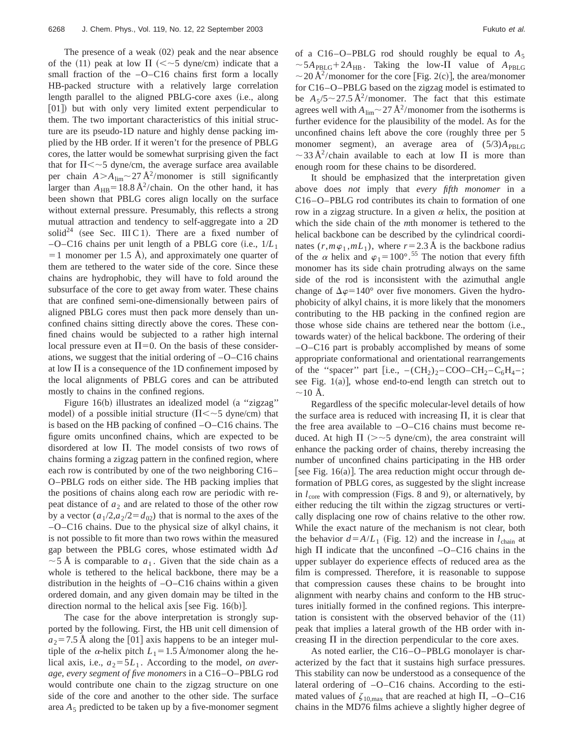The presence of a weak (02) peak and the near absence of the (11) peak at low $\Pi$ ($<\sim$5 dyne/cm) indicate that a small fraction of the –O–C16 chains first form a locally HB-packed structure with a relatively large correlation length parallel to the aligned PBLG-core axes (i.e., along [01]) but with only very limited extent perpendicular to them. The two important characteristics of this initial structure are its pseudo-1D nature and highly dense packing implied by the HB order. If it weren't for the presence of PBLG cores, the latter would be somewhat surprising given the fact that for $\Pi<\sim$5 dyne/cm, the average surface area available per chain $A>A_{\text{lim}}\sim 27\,\text{Å}^2$/monomer is still significantly larger than $A_{\text{HB}}=18.8\,\text{Å}^2$/chain. On the other hand, it has been shown that PBLG cores align locally on the surface without external pressure. Presumably, this reflects a strong mutual attraction and tendency to self-aggregate into a 2D solid[24] (see Sec. III C 1). There are a fixed number of –O–C16 chains per unit length of a PBLG core (i.e., $1/L_1$ = 1 monomer per 1.5 Å), and approximately one quarter of them are tethered to the water side of the core. Since these chains are hydrophobic, they will have to fold around the subsurface of the core to get away from water. These chains that are confined semi-one-dimensionally between pairs of aligned PBLG cores must then pack more densely than unconfined chains sitting directly above the cores. These confined chains would be subjected to a rather high internal local pressure even at $\Pi=0$. On the basis of these considerations, we suggest that the initial ordering of –O–C16 chains at low $\Pi$ is a consequence of the 1D confinement imposed by the local alignments of PBLG cores and can be attributed mostly to chains in the confined regions.

Figure 16(b) illustrates an idealized model (a "zigzag" model) of a possible initial structure ($\Pi<\sim$5 dyne/cm) that is based on the HB packing of confined –O–C16 chains. The figure omits unconfined chains, which are expected to be disordered at low $\Pi$. The model consists of two rows of chains forming a zigzag pattern in the confined region, where each row is contributed by one of the two neighboring C16–O–PBLG rods on either side. The HB packing implies that the positions of chains along each row are periodic with repeat distance of $a_2$ and are related to those of the other row by a vector $(a_1/2, a_2/2=d_{02})$ that is normal to the axes of the –O–C16 chains. Due to the physical size of alkyl chains, it is not possible to fit more than two rows within the measured gap between the PBLG cores, whose estimated width $\Delta d$ $\sim$5 Å is comparable to $a_1$. Given that the side chain as a whole is tethered to the helical backbone, there may be a distribution in the heights of –O–C16 chains within a given ordered domain, and any given domain may be tilted in the direction normal to the helical axis [see Fig. 16(b)].

The case for the above interpretation is strongly supported by the following. First, the HB unit cell dimension of $a_2=7.5$ Å along the [01] axis happens to be an integer multiple of the $\alpha$-helix pitch $L_1=1.5$ Å/monomer along the helical axis, i.e., $a_2=5L_1$. According to the model, *on average, every segment of five monomers* in a C16–O–PBLG rod would contribute one chain to the zigzag structure on one side of the core and another to the other side. The surface area $A_5$ predicted to be taken up by a five-monomer segment of a C16–O–PBLG rod should roughly be equal to $A_5$ $\sim 5A_{\text{PBLG}}+2A_{\text{HB}}$. Taking the low-$\Pi$ value of $A_{\text{PBLG}}$ $\sim 20\,\text{Å}^2$/monomer for the core [Fig. 2(c)], the area/monomer for C16–O–PBLG based on the zigzag model is estimated to be $A_5/5\sim 27.5\,\text{Å}^2$/monomer. The fact that this estimate agrees well with $A_{\text{lim}}\sim 27\,\text{Å}^2$/monomer from the isotherms is further evidence for the plausibility of the model. As for the unconfined chains left above the core (roughly three per 5 monomer segment), an average area of $(5/3)A_{\text{PBLG}}$ $\sim 33\,\text{Å}^2$/chain available to each at low $\Pi$ is more than enough room for these chains to be disordered.

It should be emphasized that the interpretation given above does *not* imply that *every fifth monomer* in a C16–O–PBLG rod contributes its chain to formation of one row in a zigzag structure. In a given $\alpha$ helix, the position at which the side chain of the *m*th monomer is tethered to the helical backbone can be described by the cylindrical coordinates $(r, m\varphi_1, mL_1)$, where $r=2.3$ Å is the backbone radius of the $\alpha$ helix and $\varphi_1=100°$.[55] The notion that every fifth monomer has its side chain protruding always on the same side of the rod is inconsistent with the azimuthal angle change of $\Delta\varphi=140°$ over five monomers. Given the hydrophobicity of alkyl chains, it is more likely that the monomers contributing to the HB packing in the confined region are those whose side chains are tethered near the bottom (i.e., towards water) of the helical backbone. The ordering of their –O–C16 part is probably accomplished by means of some appropriate conformational and orientational rearrangements of the "spacer" part [i.e., $-(CH_2)_2-COO-CH_2-C_6H_4-$; see Fig. 1(a)], whose end-to-end length can stretch out to $\sim$10 Å.

Regardless of the specific molecular-level details of how the surface area is reduced with increasing $\Pi$, it is clear that the free area available to –O–C16 chains must become reduced. At high $\Pi$ ($>\sim$5 dyne/cm), the area constraint will enhance the packing order of chains, thereby increasing the number of unconfined chains participating in the HB order [see Fig. 16(a)]. The area reduction might occur through deformation of PBLG cores, as suggested by the slight increase in $l_{\text{core}}$ with compression (Figs. 8 and 9), or alternatively, by either reducing the tilt within the zigzag structures or vertically displacing one row of chains relative to the other row. While the exact nature of the mechanism is not clear, both the behavior $d=A/L_1$ (Fig. 12) and the increase in $l_{\text{chain}}$ at high $\Pi$ indicate that the unconfined –O–C16 chains in the upper sublayer do experience effects of reduced area as the film is compressed. Therefore, it is reasonable to suppose that compression causes these chains to be brought into alignment with nearby chains and conform to the HB structures initially formed in the confined regions. This interpretation is consistent with the observed behavior of the (11) peak that implies a lateral growth of the HB order with increasing $\Pi$ in the direction perpendicular to the core axes.

As noted earlier, the C16–O–PBLG monolayer is characterized by the fact that it sustains high surface pressures. This stability can now be understood as a consequence of the lateral ordering of –O–C16 chains. According to the estimated values of $\zeta_{10,\text{max}}$ that are reached at high $\Pi$, –O–C16 chains in the MD76 films achieve a slightly higher degree of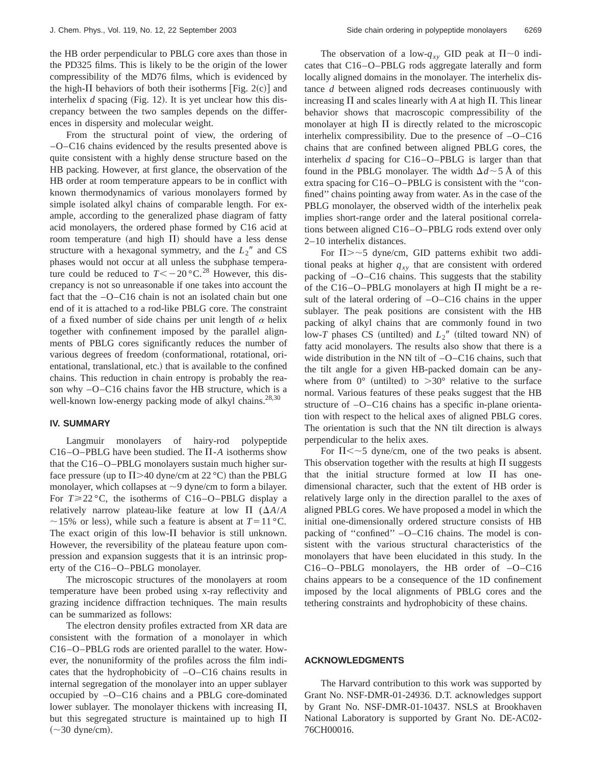the HB order perpendicular to PBLG core axes than those in the PD325 films. This is likely to be the origin of the lower compressibility of the MD76 films, which is evidenced by the high-$\Pi$ behaviors of both their isotherms [Fig. 2(c)] and interhelix $d$ spacing (Fig. 12). It is yet unclear how this discrepancy between the two samples depends on the differences in dispersity and molecular weight.

From the structural point of view, the ordering of –O–C16 chains evidenced by the results presented above is quite consistent with a highly dense structure based on the HB packing. However, at first glance, the observation of the HB order at room temperature appears to be in conflict with known thermodynamics of various monolayers formed by simple isolated alkyl chains of comparable length. For example, according to the generalized phase diagram of fatty acid monolayers, the ordered phase formed by C16 acid at room temperature (and high $\Pi$) should have a less dense structure with a hexagonal symmetry, and the $L_2''$ and CS phases would not occur at all unless the subphase temperature could be reduced to $T<-20\,°\mathrm{C}$.[28] However, this discrepancy is not so unreasonable if one takes into account the fact that the –O–C16 chain is not an isolated chain but one end of it is attached to a rod-like PBLG core. The constraint of a fixed number of side chains per unit length of $\alpha$ helix together with confinement imposed by the parallel alignments of PBLG cores significantly reduces the number of various degrees of freedom (conformational, rotational, orientational, translational, etc.) that is available to the confined chains. This reduction in chain entropy is probably the reason why –O–C16 chains favor the HB structure, which is a well-known low-energy packing mode of alkyl chains.[28,30]

## IV. SUMMARY

Langmuir monolayers of hairy-rod polypeptide C16–O–PBLG have been studied. The $\Pi$-$A$ isotherms show that the C16–O–PBLG monolayers sustain much higher surface pressure (up to $\Pi>40$ dyne/cm at 22 °C) than the PBLG monolayer, which collapses at $\sim$9 dyne/cm to form a bilayer. For $T\geqslant 22\,°\mathrm{C}$, the isotherms of C16–O–PBLG display a relatively narrow plateau-like feature at low $\Pi$ ($\Delta A/A$ $\sim$15% or less), while such a feature is absent at $T=11\,°\mathrm{C}$. The exact origin of this low-$\Pi$ behavior is still unknown. However, the reversibility of the plateau feature upon compression and expansion suggests that it is an intrinsic property of the C16–O–PBLG monolayer.

The microscopic structures of the monolayers at room temperature have been probed using x-ray reflectivity and grazing incidence diffraction techniques. The main results can be summarized as follows:

The electron density profiles extracted from XR data are consistent with the formation of a monolayer in which C16–O–PBLG rods are oriented parallel to the water. However, the nonuniformity of the profiles across the film indicates that the hydrophobicity of –O–C16 chains results in internal segregation of the monolayer into an upper sublayer occupied by –O–C16 chains and a PBLG core-dominated lower sublayer. The monolayer thickens with increasing $\Pi$, but this segregated structure is maintained up to high $\Pi$ ($\sim$30 dyne/cm).

The observation of a low-$q_{xy}$ GID peak at $\Pi\sim 0$ indicates that C16–O–PBLG rods aggregate laterally and form locally aligned domains in the monolayer. The interhelix distance $d$ between aligned rods decreases continuously with increasing $\Pi$ and scales linearly with $A$ at high $\Pi$. This linear behavior shows that macroscopic compressibility of the monolayer at high $\Pi$ is directly related to the microscopic interhelix compressibility. Due to the presence of –O–C16 chains that are confined between aligned PBLG cores, the interhelix $d$ spacing for C16–O–PBLG is larger than that found in the PBLG monolayer. The width $\Delta d\sim 5$ Å of this extra spacing for C16–O–PBLG is consistent with the "confined" chains pointing away from water. As in the case of the PBLG monolayer, the observed width of the interhelix peak implies short-range order and the lateral positional correlations between aligned C16–O–PBLG rods extend over only 2–10 interhelix distances.

For $\Pi>\sim 5$ dyne/cm, GID patterns exhibit two additional peaks at higher $q_{xy}$ that are consistent with ordered packing of –O–C16 chains. This suggests that the stability of the C16–O–PBLG monolayers at high $\Pi$ might be a result of the lateral ordering of –O–C16 chains in the upper sublayer. The peak positions are consistent with the HB packing of alkyl chains that are commonly found in two low-$T$ phases CS (untilted) and $L_2''$ (tilted toward NN) of fatty acid monolayers. The results also show that there is a wide distribution in the NN tilt of –O–C16 chains, such that the tilt angle for a given HB-packed domain can be anywhere from 0° (untilted) to >30° relative to the surface normal. Various features of these peaks suggest that the HB structure of –O–C16 chains has a specific in-plane orientation with respect to the helical axes of aligned PBLG cores. The orientation is such that the NN tilt direction is always perpendicular to the helix axes.

For $\Pi<\sim 5$ dyne/cm, one of the two peaks is absent. This observation together with the results at high $\Pi$ suggests that the initial structure formed at low $\Pi$ has one-dimensional character, such that the extent of HB order is relatively large only in the direction parallel to the axes of aligned PBLG cores. We have proposed a model in which the initial one-dimensionally ordered structure consists of HB packing of "confined" –O–C16 chains. The model is consistent with the various structural characteristics of the monolayers that have been elucidated in this study. In the C16–O–PBLG monolayers, the HB order of –O–C16 chains appears to be a consequence of the 1D confinement imposed by the local alignments of PBLG cores and the tethering constraints and hydrophobicity of these chains.

## ACKNOWLEDGMENTS

The Harvard contribution to this work was supported by Grant No. NSF-DMR-01-24936. D.T. acknowledges support by Grant No. NSF-DMR-01-10437. NSLS at Brookhaven National Laboratory is supported by Grant No. DE-AC02-76CH00016.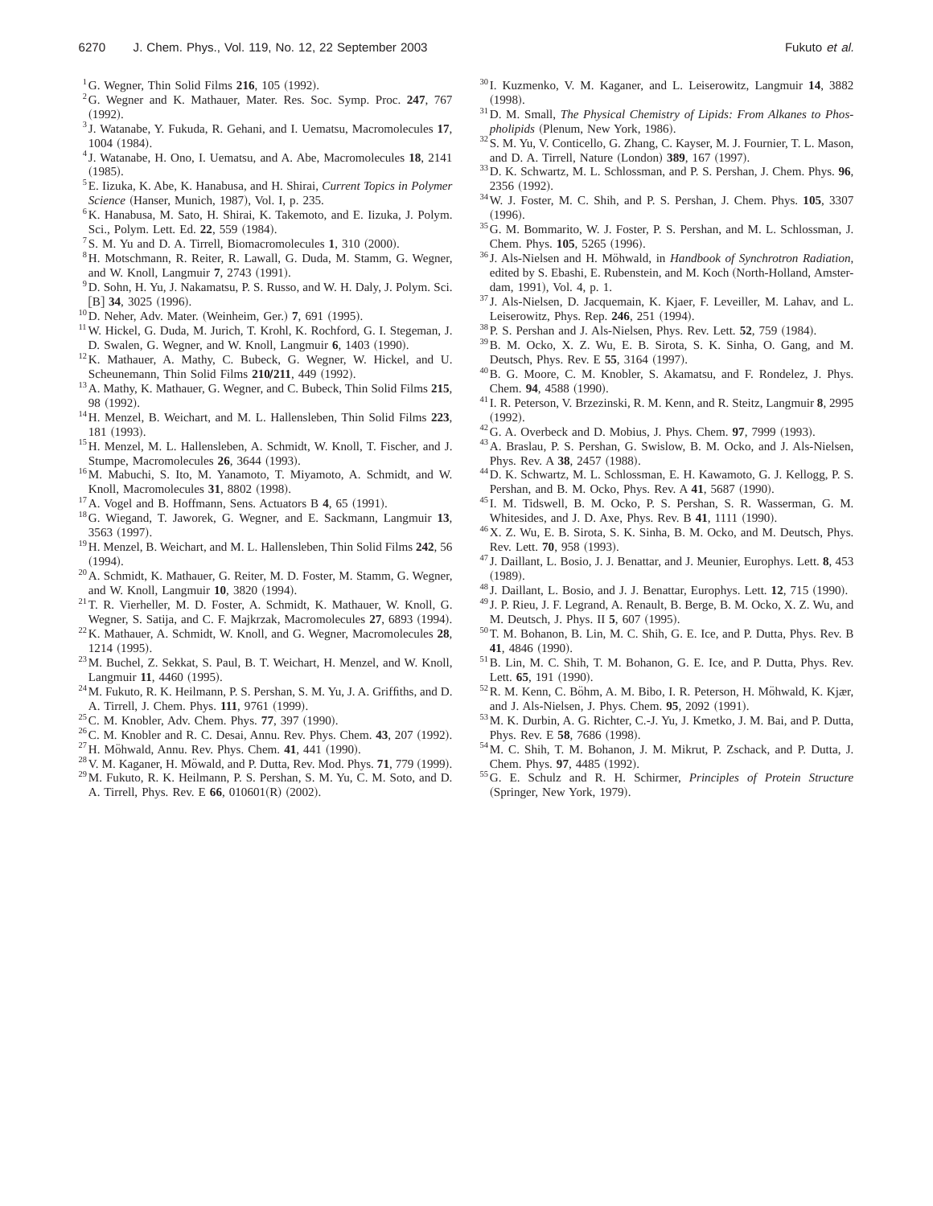[1] G. Wegner, Thin Solid Films **216**, 105 (1992).

[2] G. Wegner and K. Mathauer, Mater. Res. Soc. Symp. Proc. **247**, 767 (1992).

[3] J. Watanabe, Y. Fukuda, R. Gehani, and I. Uematsu, Macromolecules **17**, 1004 (1984).

[4] J. Watanabe, H. Ono, I. Uematsu, and A. Abe, Macromolecules **18**, 2141 (1985).

[5] E. Iizuka, K. Abe, K. Hanabusa, and H. Shirai, *Current Topics in Polymer Science* (Hanser, Munich, 1987), Vol. I, p. 235.

[6] K. Hanabusa, M. Sato, H. Shirai, K. Takemoto, and E. Iizuka, J. Polym. Sci., Polym. Lett. Ed. **22**, 559 (1984).

[7] S. M. Yu and D. A. Tirrell, Biomacromolecules **1**, 310 (2000).

[8] H. Motschmann, R. Reiter, R. Lawall, G. Duda, M. Stamm, G. Wegner, and W. Knoll, Langmuir **7**, 2743 (1991).

[9] D. Sohn, H. Yu, J. Nakamatsu, P. S. Russo, and W. H. Daly, J. Polym. Sci. [B] **34**, 3025 (1996).

[10] D. Neher, Adv. Mater. (Weinheim, Ger.) **7**, 691 (1995).

[11] W. Hickel, G. Duda, M. Jurich, T. Krohl, K. Rochford, G. I. Stegeman, J. D. Swalen, G. Wegner, and W. Knoll, Langmuir **6**, 1403 (1990).

[12] K. Mathauer, A. Mathy, C. Bubeck, G. Wegner, W. Hickel, and U. Scheunemann, Thin Solid Films **210/211**, 449 (1992).

[13] A. Mathy, K. Mathauer, G. Wegner, and C. Bubeck, Thin Solid Films **215**, 98 (1992).

[14] H. Menzel, B. Weichart, and M. L. Hallensleben, Thin Solid Films **223**, 181 (1993).

[15] H. Menzel, M. L. Hallensleben, A. Schmidt, W. Knoll, T. Fischer, and J. Stumpe, Macromolecules **26**, 3644 (1993).

[16] M. Mabuchi, S. Ito, M. Yanamoto, T. Miyamoto, A. Schmidt, and W. Knoll, Macromolecules **31**, 8802 (1998).

[17] A. Vogel and B. Hoffmann, Sens. Actuators B **4**, 65 (1991).

[18] G. Wiegand, T. Jaworek, G. Wegner, and E. Sackmann, Langmuir **13**, 3563 (1997).

[19] H. Menzel, B. Weichart, and M. L. Hallensleben, Thin Solid Films **242**, 56 (1994).

[20] A. Schmidt, K. Mathauer, G. Reiter, M. D. Foster, M. Stamm, G. Wegner, and W. Knoll, Langmuir **10**, 3820 (1994).

[21] T. R. Vierheller, M. D. Foster, A. Schmidt, K. Mathauer, W. Knoll, G. Wegner, S. Satija, and C. F. Majkrzak, Macromolecules **27**, 6893 (1994).

[22] K. Mathauer, A. Schmidt, W. Knoll, and G. Wegner, Macromolecules **28**, 1214 (1995).

[23] M. Buchel, Z. Sekkat, S. Paul, B. T. Weichart, H. Menzel, and W. Knoll, Langmuir **11**, 4460 (1995).

[24] M. Fukuto, R. K. Heilmann, P. S. Pershan, S. M. Yu, J. A. Griffiths, and D. A. Tirrell, J. Chem. Phys. **111**, 9761 (1999).

[25] C. M. Knobler, Adv. Chem. Phys. **77**, 397 (1990).

[26] C. M. Knobler and R. C. Desai, Annu. Rev. Phys. Chem. **43**, 207 (1992).

[27] H. Möhwald, Annu. Rev. Phys. Chem. **41**, 441 (1990).

[28] V. M. Kaganer, H. Möwald, and P. Dutta, Rev. Mod. Phys. **71**, 779 (1999).

[29] M. Fukuto, R. K. Heilmann, P. S. Pershan, S. M. Yu, C. M. Soto, and D. A. Tirrell, Phys. Rev. E **66**, 010601(R) (2002).

[30] I. Kuzmenko, V. M. Kaganer, and L. Leiserowitz, Langmuir **14**, 3882 (1998).

[31] D. M. Small, *The Physical Chemistry of Lipids: From Alkanes to Phospholipids* (Plenum, New York, 1986).

[32] S. M. Yu, V. Conticello, G. Zhang, C. Kayser, M. J. Fournier, T. L. Mason, and D. A. Tirrell, Nature (London) **389**, 167 (1997).

[33] D. K. Schwartz, M. L. Schlossman, and P. S. Pershan, J. Chem. Phys. **96**, 2356 (1992).

[34] W. J. Foster, M. C. Shih, and P. S. Pershan, J. Chem. Phys. **105**, 3307 (1996).

[35] G. M. Bommarito, W. J. Foster, P. S. Pershan, and M. L. Schlossman, J. Chem. Phys. **105**, 5265 (1996).

[36] J. Als-Nielsen and H. Möhwald, in *Handbook of Synchrotron Radiation*, edited by S. Ebashi, E. Rubenstein, and M. Koch (North-Holland, Amsterdam, 1991), Vol. 4, p. 1.

[37] J. Als-Nielsen, D. Jacquemain, K. Kjaer, F. Leveiller, M. Lahav, and L. Leiserowitz, Phys. Rep. **246**, 251 (1994).

[38] P. S. Pershan and J. Als-Nielsen, Phys. Rev. Lett. **52**, 759 (1984).

[39] B. M. Ocko, X. Z. Wu, E. B. Sirota, S. K. Sinha, O. Gang, and M. Deutsch, Phys. Rev. E **55**, 3164 (1997).

[40] B. G. Moore, C. M. Knobler, S. Akamatsu, and F. Rondelez, J. Phys. Chem. **94**, 4588 (1990).

[41] I. R. Peterson, V. Brzezinski, R. M. Kenn, and R. Steitz, Langmuir **8**, 2995 (1992).

[42] G. A. Overbeck and D. Mobius, J. Phys. Chem. **97**, 7999 (1993).

[43] A. Braslau, P. S. Pershan, G. Swislow, B. M. Ocko, and J. Als-Nielsen, Phys. Rev. A **38**, 2457 (1988).

[44] D. K. Schwartz, M. L. Schlossman, E. H. Kawamoto, G. J. Kellogg, P. S. Pershan, and B. M. Ocko, Phys. Rev. A **41**, 5687 (1990).

[45] I. M. Tidswell, B. M. Ocko, P. S. Pershan, S. R. Wasserman, G. M. Whitesides, and J. D. Axe, Phys. Rev. B **41**, 1111 (1990).

[46] X. Z. Wu, E. B. Sirota, S. K. Sinha, B. M. Ocko, and M. Deutsch, Phys. Rev. Lett. **70**, 958 (1993).

[47] J. Daillant, L. Bosio, J. J. Benattar, and J. Meunier, Europhys. Lett. **8**, 453 (1989).

[48] J. Daillant, L. Bosio, and J. J. Benattar, Europhys. Lett. **12**, 715 (1990).

[49] J. P. Rieu, J. F. Legrand, A. Renault, B. Berge, B. M. Ocko, X. Z. Wu, and M. Deutsch, J. Phys. II **5**, 607 (1995).

[50] T. M. Bohanon, B. Lin, M. C. Shih, G. E. Ice, and P. Dutta, Phys. Rev. B **41**, 4846 (1990).

[51] B. Lin, M. C. Shih, T. M. Bohanon, G. E. Ice, and P. Dutta, Phys. Rev. Lett. **65**, 191 (1990).

[52] R. M. Kenn, C. Böhm, A. M. Bibo, I. R. Peterson, H. Möhwald, K. Kjær, and J. Als-Nielsen, J. Phys. Chem. **95**, 2092 (1991).

[53] M. K. Durbin, A. G. Richter, C.-J. Yu, J. Kmetko, J. M. Bai, and P. Dutta, Phys. Rev. E **58**, 7686 (1998).

[54] M. C. Shih, T. M. Bohanon, J. M. Mikrut, P. Zschack, and P. Dutta, J. Chem. Phys. **97**, 4485 (1992).

[55] G. E. Schulz and R. H. Schirmer, *Principles of Protein Structure* (Springer, New York, 1979).